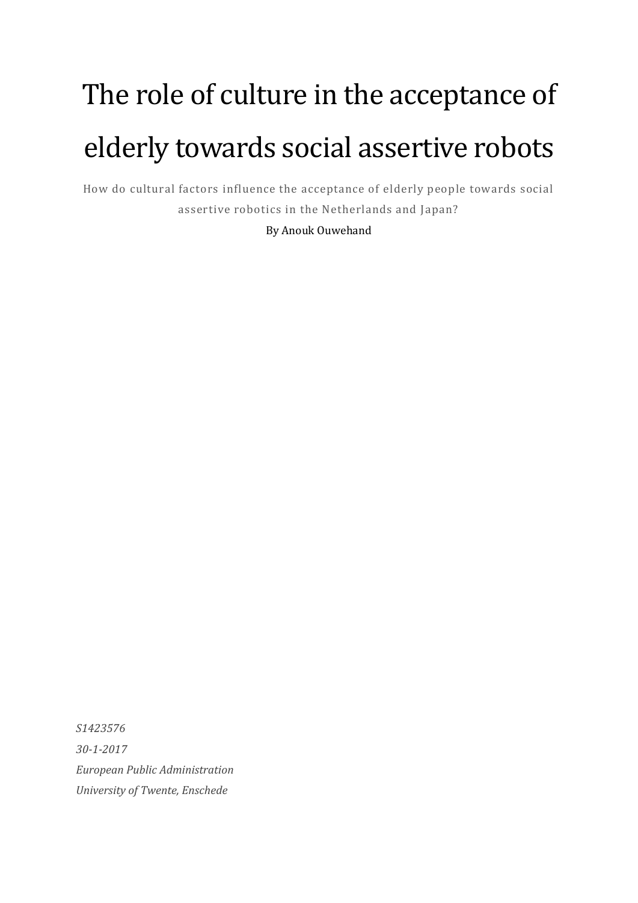# The role of culture in the acceptance of elderly towards social assertive robots

How do cultural factors influence the acceptance of elderly people towards social assertive robotics in the Netherlands and Japan?

By Anouk Ouwehand

*S1423576*

*30-1-2017*

*European Public Administration*

*University of Twente, Enschede*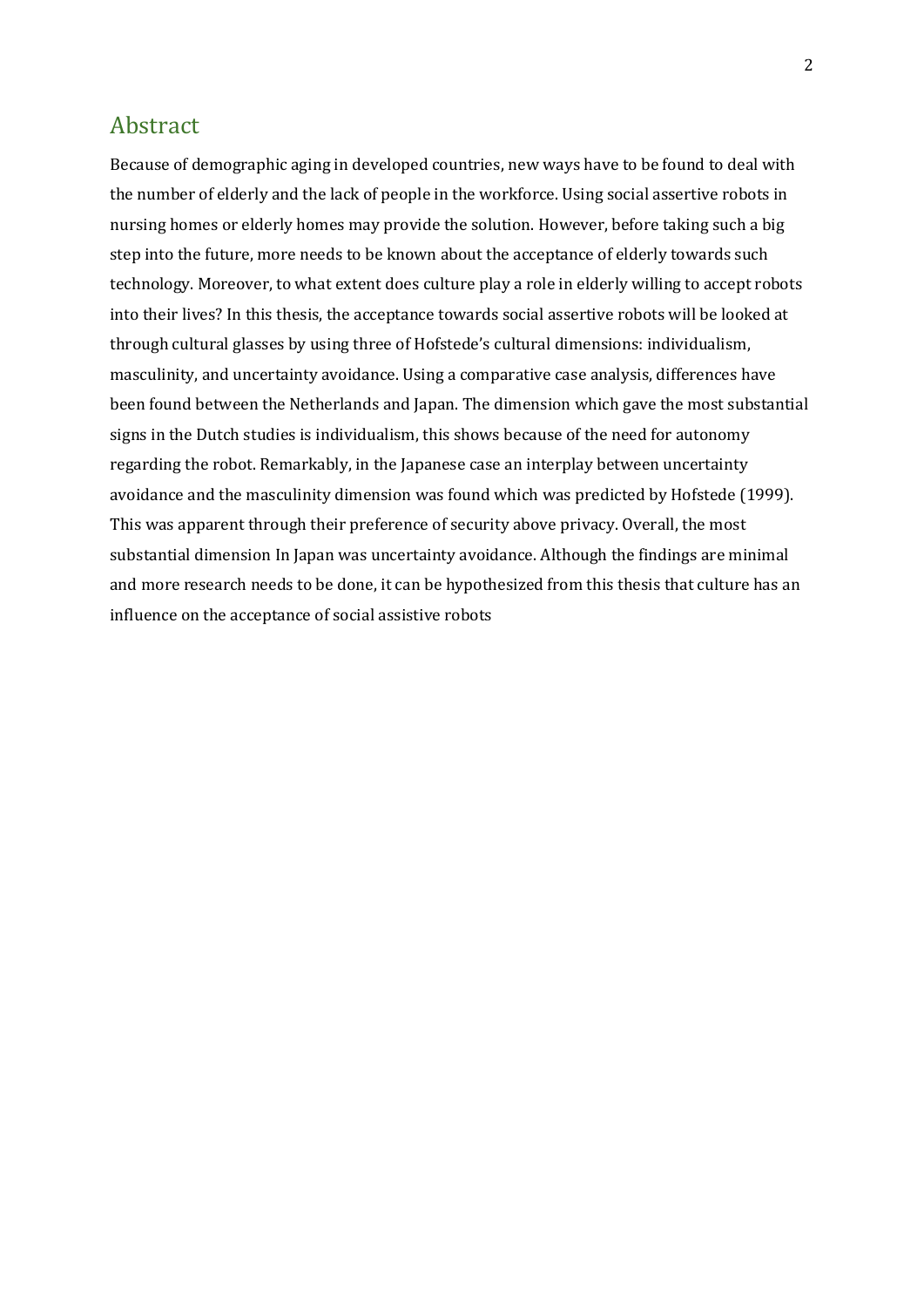## Abstract

Because of demographic aging in developed countries, new ways have to be found to deal with the number of elderly and the lack of people in the workforce. Using social assertive robots in nursing homes or elderly homes may provide the solution. However, before taking such a big step into the future, more needs to be known about the acceptance of elderly towards such technology. Moreover, to what extent does culture play a role in elderly willing to accept robots into their lives? In this thesis, the acceptance towards social assertive robots will be looked at through cultural glasses by using three of Hofstede's cultural dimensions: individualism, masculinity, and uncertainty avoidance. Using a comparative case analysis, differences have been found between the Netherlands and Japan. The dimension which gave the most substantial signs in the Dutch studies is individualism, this shows because of the need for autonomy regarding the robot. Remarkably, in the Japanese case an interplay between uncertainty avoidance and the masculinity dimension was found which was predicted by Hofstede (1999). This was apparent through their preference of security above privacy. Overall, the most substantial dimension In Japan was uncertainty avoidance. Although the findings are minimal and more research needs to be done, it can be hypothesized from this thesis that culture has an influence on the acceptance of social assistive robots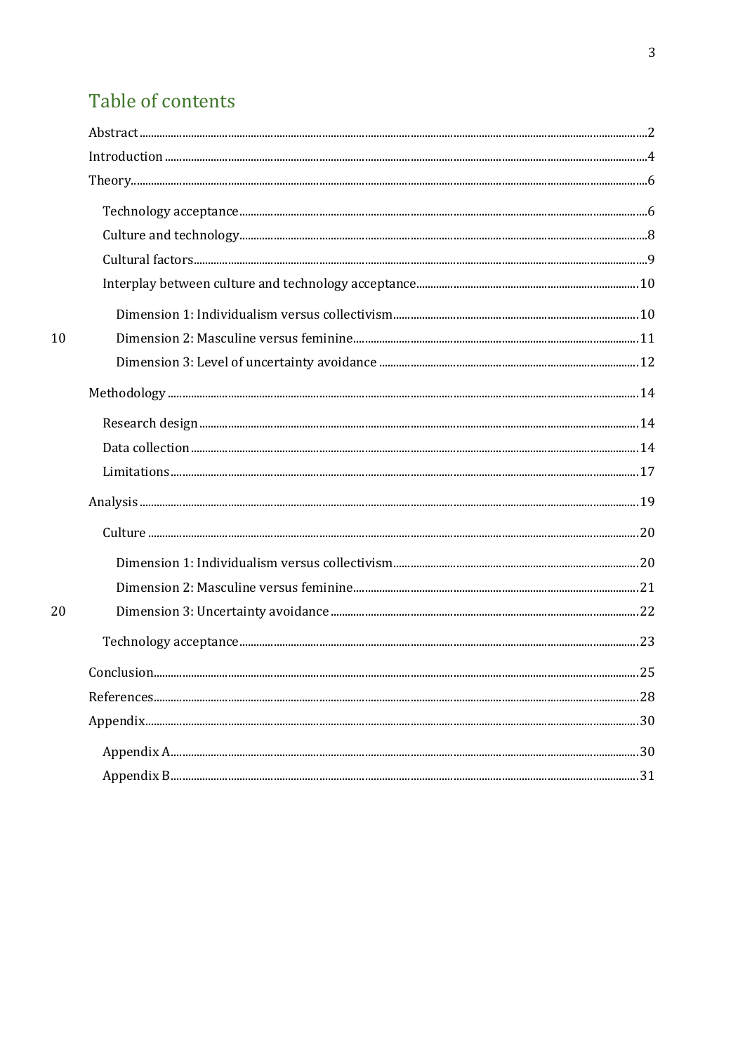# Table of contents

- Abstract ........ 2
- Introduction ........ 4
- Theory ........ 6
  - Technology acceptance ........ 6
  - Culture and technology ........ 8
  - Cultural factors ........ 9
  - Interplay between culture and technology acceptance ........ 10
    - Dimension 1: Individualism versus collectivism ........ 10
    - Dimension 2: Masculine versus feminine ........ 11
    - Dimension 3: Level of uncertainty avoidance ........ 12
- Methodology ........ 14
  - Research design ........ 14
  - Data collection ........ 14
  - Limitations ........ 17
- Analysis ........ 19
  - Culture ........ 20
    - Dimension 1: Individualism versus collectivism ........ 20
    - Dimension 2: Masculine versus feminine ........ 21
    - Dimension 3: Uncertainty avoidance ........ 22
  - Technology acceptance ........ 23
- Conclusion ........ 25
- References ........ 28
- Appendix ........ 30
  - Appendix A ........ 30
  - Appendix B ........ 31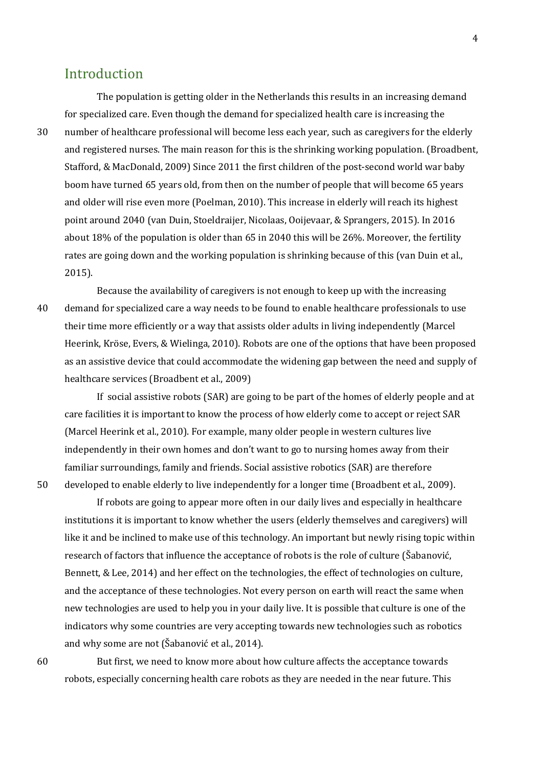## Introduction

The population is getting older in the Netherlands this results in an increasing demand for specialized care. Even though the demand for specialized health care is increasing the number of healthcare professional will become less each year, such as caregivers for the elderly and registered nurses. The main reason for this is the shrinking working population. (Broadbent, Stafford, & MacDonald, 2009) Since 2011 the first children of the post-second world war baby boom have turned 65 years old, from then on the number of people that will become 65 years and older will rise even more (Poelman, 2010). This increase in elderly will reach its highest point around 2040 (van Duin, Stoeldraijer, Nicolaas, Ooijevaar, & Sprangers, 2015). In 2016 about 18% of the population is older than 65 in 2040 this will be 26%. Moreover, the fertility rates are going down and the working population is shrinking because of this (van Duin et al., 2015).

Because the availability of caregivers is not enough to keep up with the increasing demand for specialized care a way needs to be found to enable healthcare professionals to use their time more efficiently or a way that assists older adults in living independently (Marcel Heerink, Kröse, Evers, & Wielinga, 2010). Robots are one of the options that have been proposed as an assistive device that could accommodate the widening gap between the need and supply of healthcare services (Broadbent et al., 2009)

If social assistive robots (SAR) are going to be part of the homes of elderly people and at care facilities it is important to know the process of how elderly come to accept or reject SAR (Marcel Heerink et al., 2010). For example, many older people in western cultures live independently in their own homes and don't want to go to nursing homes away from their familiar surroundings, family and friends. Social assistive robotics (SAR) are therefore developed to enable elderly to live independently for a longer time (Broadbent et al., 2009).

If robots are going to appear more often in our daily lives and especially in healthcare institutions it is important to know whether the users (elderly themselves and caregivers) will like it and be inclined to make use of this technology. An important but newly rising topic within research of factors that influence the acceptance of robots is the role of culture (Šabanović, Bennett, & Lee, 2014) and her effect on the technologies, the effect of technologies on culture, and the acceptance of these technologies. Not every person on earth will react the same when new technologies are used to help you in your daily live. It is possible that culture is one of the indicators why some countries are very accepting towards new technologies such as robotics and why some are not (Šabanović et al., 2014).

But first, we need to know more about how culture affects the acceptance towards robots, especially concerning health care robots as they are needed in the near future. This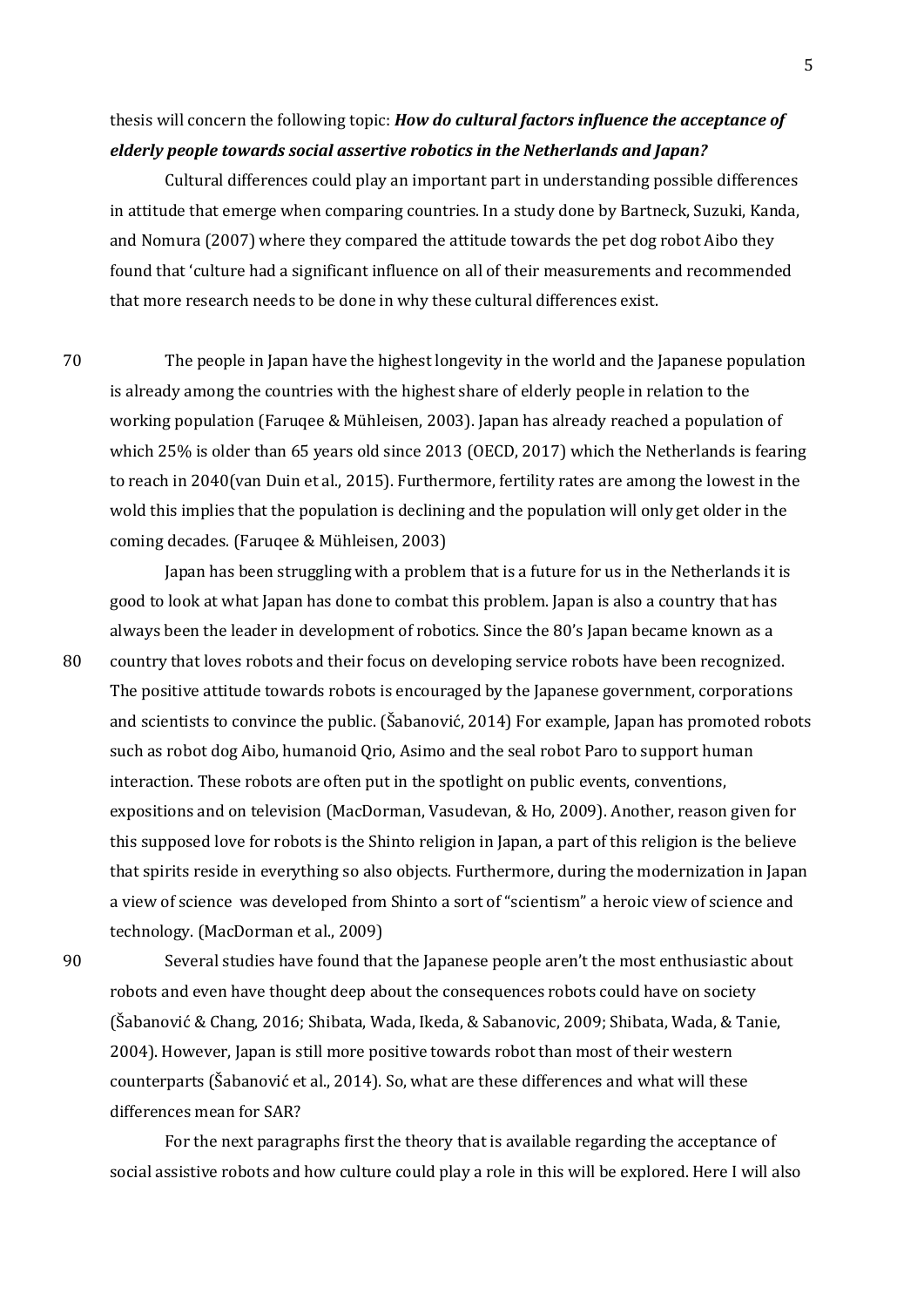thesis will concern the following topic: ***How do cultural factors influence the acceptance of elderly people towards social assertive robotics in the Netherlands and Japan?***

Cultural differences could play an important part in understanding possible differences in attitude that emerge when comparing countries. In a study done by Bartneck, Suzuki, Kanda, and Nomura (2007) where they compared the attitude towards the pet dog robot Aibo they found that 'culture had a significant influence on all of their measurements and recommended that more research needs to be done in why these cultural differences exist.

The people in Japan have the highest longevity in the world and the Japanese population is already among the countries with the highest share of elderly people in relation to the working population (Faruqee & Mühleisen, 2003). Japan has already reached a population of which 25% is older than 65 years old since 2013 (OECD, 2017) which the Netherlands is fearing to reach in 2040(van Duin et al., 2015). Furthermore, fertility rates are among the lowest in the wold this implies that the population is declining and the population will only get older in the coming decades. (Faruqee & Mühleisen, 2003)

Japan has been struggling with a problem that is a future for us in the Netherlands it is good to look at what Japan has done to combat this problem. Japan is also a country that has always been the leader in development of robotics. Since the 80's Japan became known as a country that loves robots and their focus on developing service robots have been recognized. The positive attitude towards robots is encouraged by the Japanese government, corporations and scientists to convince the public. (Šabanović, 2014) For example, Japan has promoted robots such as robot dog Aibo, humanoid Qrio, Asimo and the seal robot Paro to support human interaction. These robots are often put in the spotlight on public events, conventions, expositions and on television (MacDorman, Vasudevan, & Ho, 2009). Another, reason given for this supposed love for robots is the Shinto religion in Japan, a part of this religion is the believe that spirits reside in everything so also objects. Furthermore, during the modernization in Japan a view of science was developed from Shinto a sort of "scientism" a heroic view of science and technology. (MacDorman et al., 2009)

Several studies have found that the Japanese people aren't the most enthusiastic about robots and even have thought deep about the consequences robots could have on society (Šabanović & Chang, 2016; Shibata, Wada, Ikeda, & Sabanovic, 2009; Shibata, Wada, & Tanie, 2004). However, Japan is still more positive towards robot than most of their western counterparts (Šabanović et al., 2014). So, what are these differences and what will these differences mean for SAR?

For the next paragraphs first the theory that is available regarding the acceptance of social assistive robots and how culture could play a role in this will be explored. Here I will also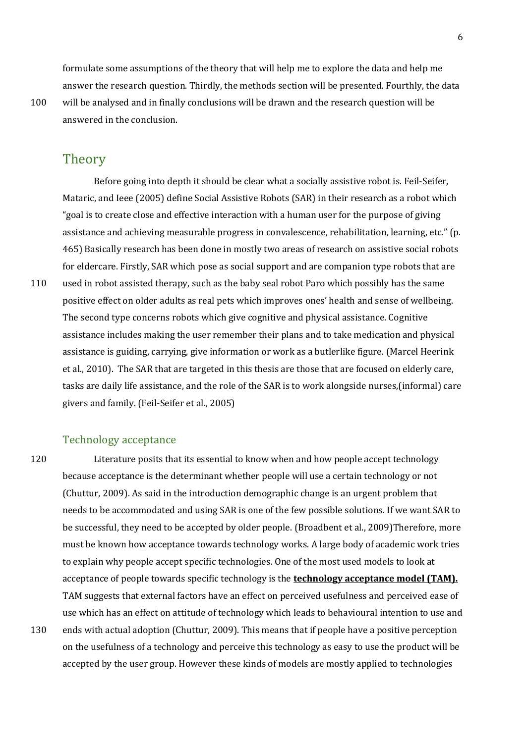formulate some assumptions of the theory that will help me to explore the data and help me answer the research question. Thirdly, the methods section will be presented. Fourthly, the data will be analysed and in finally conclusions will be drawn and the research question will be answered in the conclusion.

# Theory

Before going into depth it should be clear what a socially assistive robot is. Feil-Seifer, Mataric, and Ieee (2005) define Social Assistive Robots (SAR) in their research as a robot which "goal is to create close and effective interaction with a human user for the purpose of giving assistance and achieving measurable progress in convalescence, rehabilitation, learning, etc." (p. 465) Basically research has been done in mostly two areas of research on assistive social robots for eldercare. Firstly, SAR which pose as social support and are companion type robots that are used in robot assisted therapy, such as the baby seal robot Paro which possibly has the same positive effect on older adults as real pets which improves ones' health and sense of wellbeing. The second type concerns robots which give cognitive and physical assistance. Cognitive assistance includes making the user remember their plans and to take medication and physical assistance is guiding, carrying, give information or work as a butlerlike figure. (Marcel Heerink et al., 2010). The SAR that are targeted in this thesis are those that are focused on elderly care, tasks are daily life assistance, and the role of the SAR is to work alongside nurses,(informal) care givers and family. (Feil-Seifer et al., 2005)

## Technology acceptance

Literature posits that its essential to know when and how people accept technology because acceptance is the determinant whether people will use a certain technology or not (Chuttur, 2009). As said in the introduction demographic change is an urgent problem that needs to be accommodated and using SAR is one of the few possible solutions. If we want SAR to be successful, they need to be accepted by older people. (Broadbent et al., 2009)Therefore, more must be known how acceptance towards technology works. A large body of academic work tries to explain why people accept specific technologies. One of the most used models to look at acceptance of people towards specific technology is the **technology acceptance model (TAM).** TAM suggests that external factors have an effect on perceived usefulness and perceived ease of use which has an effect on attitude of technology which leads to behavioural intention to use and ends with actual adoption (Chuttur, 2009). This means that if people have a positive perception on the usefulness of a technology and perceive this technology as easy to use the product will be accepted by the user group. However these kinds of models are mostly applied to technologies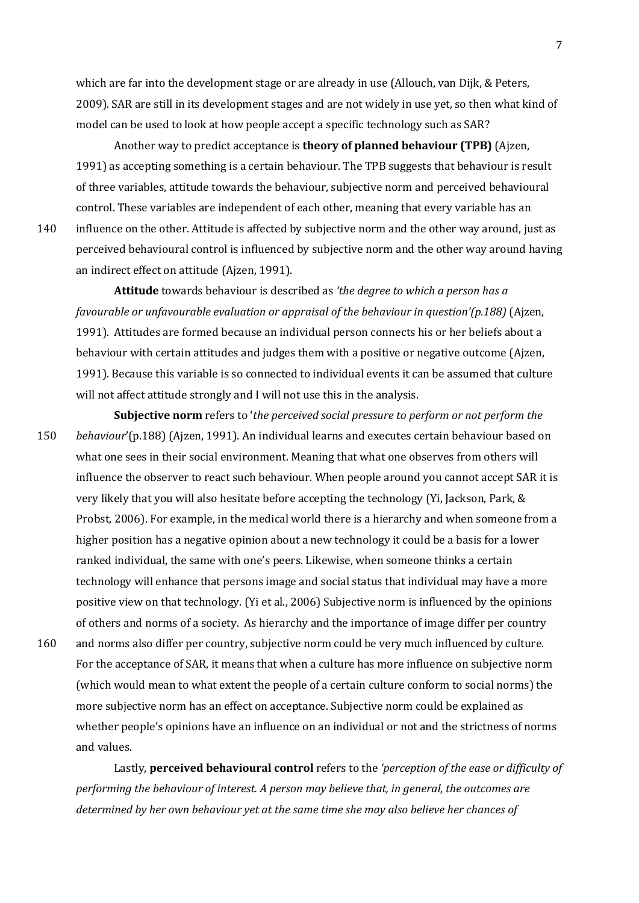which are far into the development stage or are already in use (Allouch, van Dijk, & Peters, 2009). SAR are still in its development stages and are not widely in use yet, so then what kind of model can be used to look at how people accept a specific technology such as SAR?

Another way to predict acceptance is **theory of planned behaviour (TPB)** (Ajzen, 1991) as accepting something is a certain behaviour. The TPB suggests that behaviour is result of three variables, attitude towards the behaviour, subjective norm and perceived behavioural control. These variables are independent of each other, meaning that every variable has an influence on the other. Attitude is affected by subjective norm and the other way around, just as perceived behavioural control is influenced by subjective norm and the other way around having an indirect effect on attitude (Ajzen, 1991).

**Attitude** towards behaviour is described as *'the degree to which a person has a favourable or unfavourable evaluation or appraisal of the behaviour in question'(p.188)* (Ajzen, 1991). Attitudes are formed because an individual person connects his or her beliefs about a behaviour with certain attitudes and judges them with a positive or negative outcome (Ajzen, 1991). Because this variable is so connected to individual events it can be assumed that culture will not affect attitude strongly and I will not use this in the analysis.

**Subjective norm** refers to '*the perceived social pressure to perform or not perform the behaviour*'(p.188) (Ajzen, 1991). An individual learns and executes certain behaviour based on what one sees in their social environment. Meaning that what one observes from others will influence the observer to react such behaviour. When people around you cannot accept SAR it is very likely that you will also hesitate before accepting the technology (Yi, Jackson, Park, & Probst, 2006). For example, in the medical world there is a hierarchy and when someone from a higher position has a negative opinion about a new technology it could be a basis for a lower ranked individual, the same with one's peers. Likewise, when someone thinks a certain technology will enhance that persons image and social status that individual may have a more positive view on that technology. (Yi et al., 2006) Subjective norm is influenced by the opinions of others and norms of a society. As hierarchy and the importance of image differ per country and norms also differ per country, subjective norm could be very much influenced by culture. For the acceptance of SAR, it means that when a culture has more influence on subjective norm (which would mean to what extent the people of a certain culture conform to social norms) the more subjective norm has an effect on acceptance. Subjective norm could be explained as whether people's opinions have an influence on an individual or not and the strictness of norms and values.

Lastly, **perceived behavioural control** refers to the *'perception of the ease or difficulty of performing the behaviour of interest. A person may believe that, in general, the outcomes are determined by her own behaviour yet at the same time she may also believe her chances of*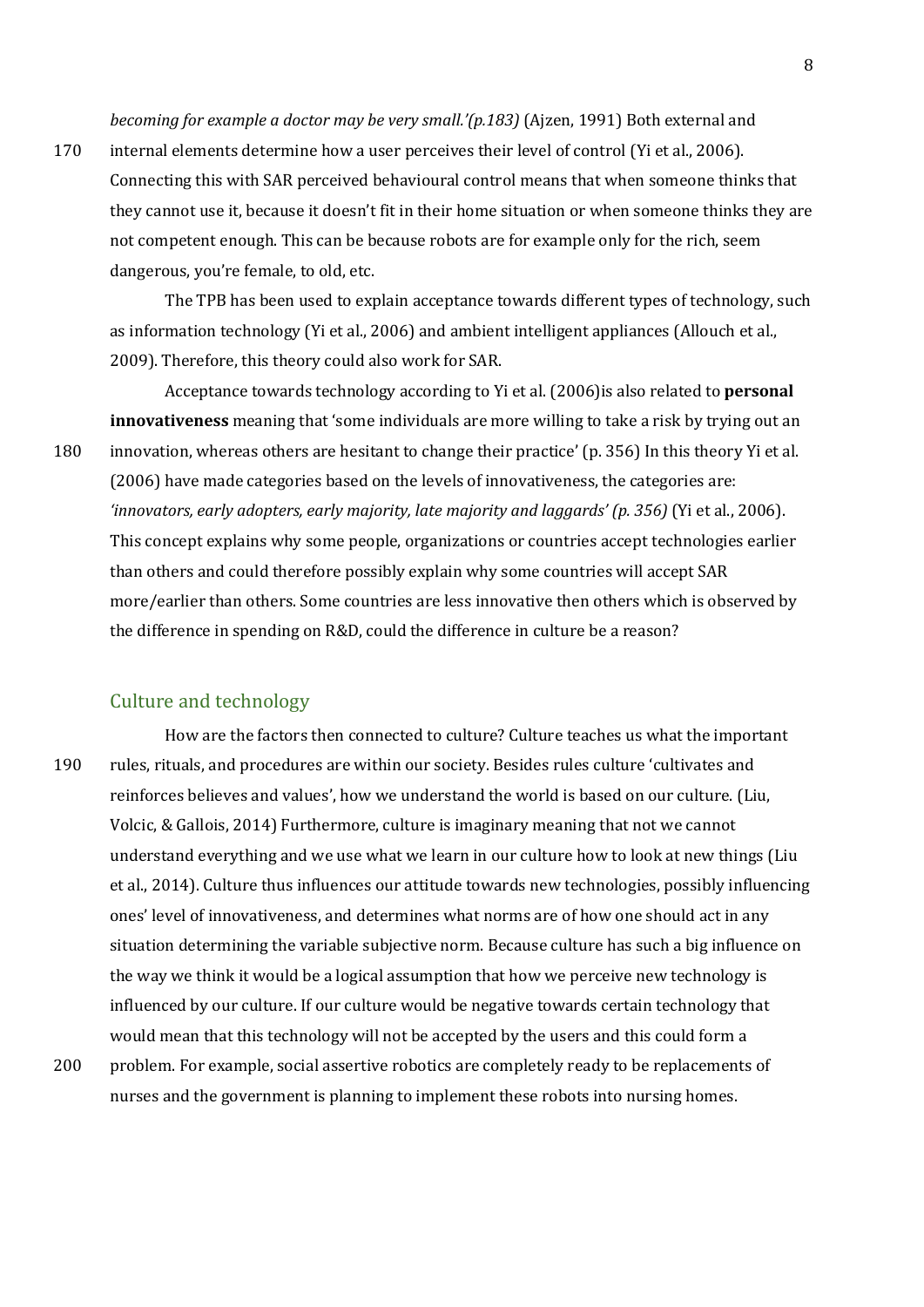*becoming for example a doctor may be very small.'(p.183)* (Ajzen, 1991) Both external and internal elements determine how a user perceives their level of control (Yi et al., 2006). Connecting this with SAR perceived behavioural control means that when someone thinks that they cannot use it, because it doesn't fit in their home situation or when someone thinks they are not competent enough. This can be because robots are for example only for the rich, seem dangerous, you're female, to old, etc.

The TPB has been used to explain acceptance towards different types of technology, such as information technology (Yi et al., 2006) and ambient intelligent appliances (Allouch et al., 2009). Therefore, this theory could also work for SAR.

Acceptance towards technology according to Yi et al. (2006)is also related to **personal innovativeness** meaning that 'some individuals are more willing to take a risk by trying out an innovation, whereas others are hesitant to change their practice' (p. 356) In this theory Yi et al. (2006) have made categories based on the levels of innovativeness, the categories are: *'innovators, early adopters, early majority, late majority and laggards' (p. 356)* (Yi et al., 2006). This concept explains why some people, organizations or countries accept technologies earlier than others and could therefore possibly explain why some countries will accept SAR more/earlier than others. Some countries are less innovative then others which is observed by the difference in spending on R&D, could the difference in culture be a reason?

## Culture and technology

How are the factors then connected to culture? Culture teaches us what the important rules, rituals, and procedures are within our society. Besides rules culture 'cultivates and reinforces believes and values', how we understand the world is based on our culture. (Liu, Volcic, & Gallois, 2014) Furthermore, culture is imaginary meaning that not we cannot understand everything and we use what we learn in our culture how to look at new things (Liu et al., 2014). Culture thus influences our attitude towards new technologies, possibly influencing ones' level of innovativeness, and determines what norms are of how one should act in any situation determining the variable subjective norm. Because culture has such a big influence on the way we think it would be a logical assumption that how we perceive new technology is influenced by our culture. If our culture would be negative towards certain technology that would mean that this technology will not be accepted by the users and this could form a problem. For example, social assertive robotics are completely ready to be replacements of nurses and the government is planning to implement these robots into nursing homes.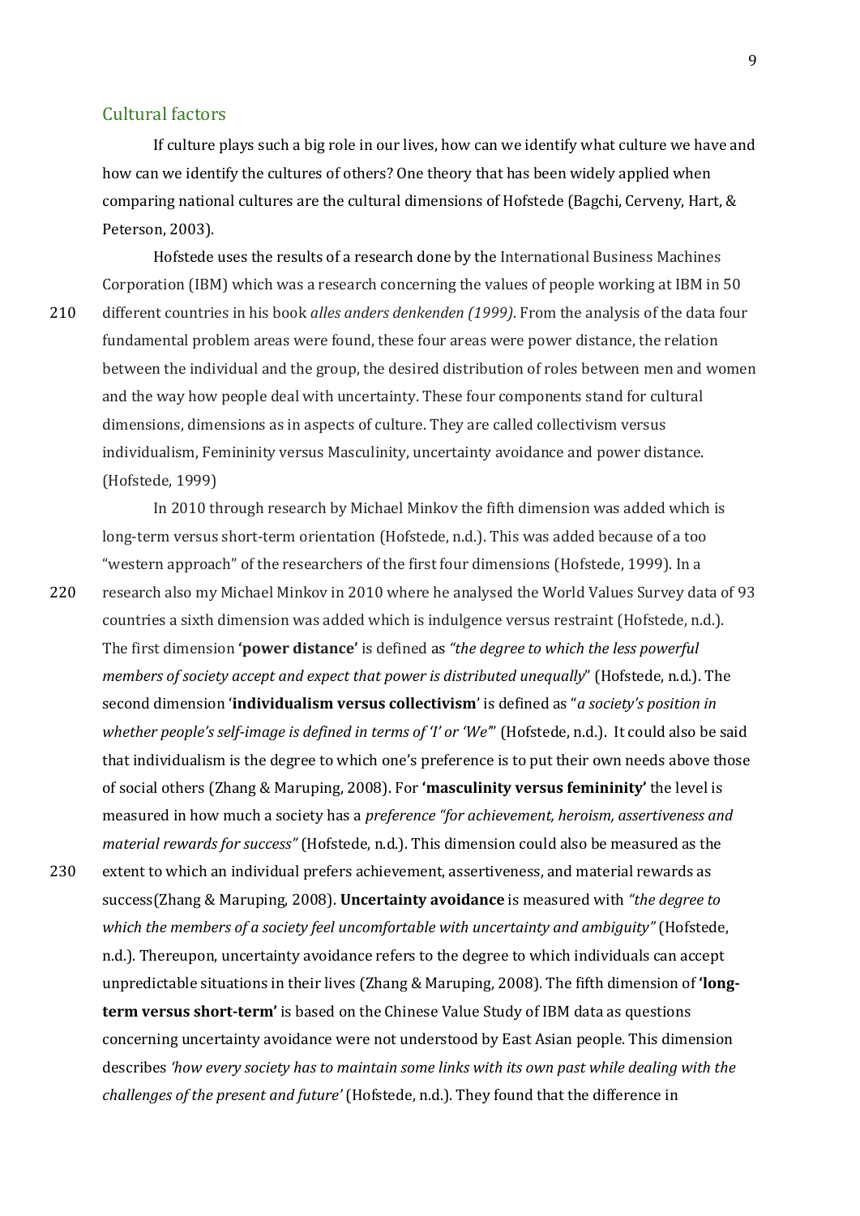## Cultural factors

If culture plays such a big role in our lives, how can we identify what culture we have and how can we identify the cultures of others? One theory that has been widely applied when comparing national cultures are the cultural dimensions of Hofstede (Bagchi, Cerveny, Hart, & Peterson, 2003).

Hofstede uses the results of a research done by the International Business Machines Corporation (IBM) which was a research concerning the values of people working at IBM in 50 different countries in his book *alles anders denkenden (1999)*. From the analysis of the data four fundamental problem areas were found, these four areas were power distance, the relation between the individual and the group, the desired distribution of roles between men and women and the way how people deal with uncertainty. These four components stand for cultural dimensions, dimensions as in aspects of culture. They are called collectivism versus individualism, Femininity versus Masculinity, uncertainty avoidance and power distance. (Hofstede, 1999)

In 2010 through research by Michael Minkov the fifth dimension was added which is long-term versus short-term orientation (Hofstede, n.d.). This was added because of a too "western approach" of the researchers of the first four dimensions (Hofstede, 1999). In a research also my Michael Minkov in 2010 where he analysed the World Values Survey data of 93 countries a sixth dimension was added which is indulgence versus restraint (Hofstede, n.d.). The first dimension **'power distance'** is defined as *"the degree to which the less powerful members of society accept and expect that power is distributed unequally*" (Hofstede, n.d.). The second dimension '**individualism versus collectivism**' is defined as "*a society's position in whether people's self-image is defined in terms of 'I' or 'We'*" (Hofstede, n.d.). It could also be said that individualism is the degree to which one's preference is to put their own needs above those of social others (Zhang & Maruping, 2008). For **'masculinity versus femininity'** the level is measured in how much a society has a *preference "for achievement, heroism, assertiveness and material rewards for success"* (Hofstede, n.d.). This dimension could also be measured as the extent to which an individual prefers achievement, assertiveness, and material rewards as success(Zhang & Maruping, 2008). **Uncertainty avoidance** is measured with *"the degree to which the members of a society feel uncomfortable with uncertainty and ambiguity"* (Hofstede, n.d.). Thereupon, uncertainty avoidance refers to the degree to which individuals can accept unpredictable situations in their lives (Zhang & Maruping, 2008). The fifth dimension of **'long-term versus short-term'** is based on the Chinese Value Study of IBM data as questions concerning uncertainty avoidance were not understood by East Asian people. This dimension describes *'how every society has to maintain some links with its own past while dealing with the challenges of the present and future'* (Hofstede, n.d.). They found that the difference in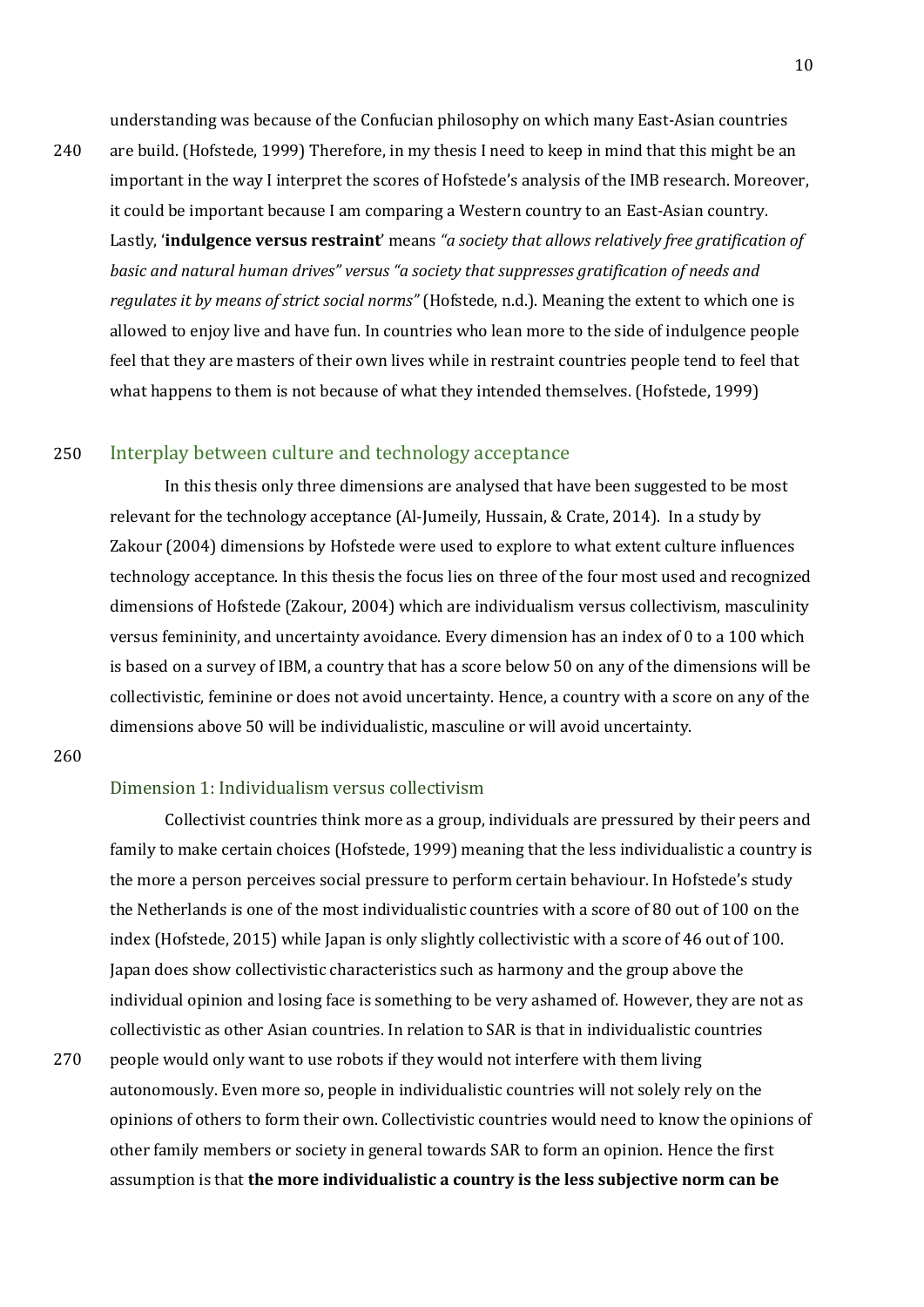understanding was because of the Confucian philosophy on which many East-Asian countries are build. (Hofstede, 1999) Therefore, in my thesis I need to keep in mind that this might be an important in the way I interpret the scores of Hofstede's analysis of the IMB research. Moreover, it could be important because I am comparing a Western country to an East-Asian country. Lastly, '**indulgence versus restraint**' means *"a society that allows relatively free gratification of basic and natural human drives" versus "a society that suppresses gratification of needs and regulates it by means of strict social norms"* (Hofstede, n.d.). Meaning the extent to which one is allowed to enjoy live and have fun. In countries who lean more to the side of indulgence people feel that they are masters of their own lives while in restraint countries people tend to feel that what happens to them is not because of what they intended themselves. (Hofstede, 1999)

## Interplay between culture and technology acceptance

In this thesis only three dimensions are analysed that have been suggested to be most relevant for the technology acceptance (Al-Jumeily, Hussain, & Crate, 2014). In a study by Zakour (2004) dimensions by Hofstede were used to explore to what extent culture influences technology acceptance. In this thesis the focus lies on three of the four most used and recognized dimensions of Hofstede (Zakour, 2004) which are individualism versus collectivism, masculinity versus femininity, and uncertainty avoidance. Every dimension has an index of 0 to a 100 which is based on a survey of IBM, a country that has a score below 50 on any of the dimensions will be collectivistic, feminine or does not avoid uncertainty. Hence, a country with a score on any of the dimensions above 50 will be individualistic, masculine or will avoid uncertainty.

### Dimension 1: Individualism versus collectivism

Collectivist countries think more as a group, individuals are pressured by their peers and family to make certain choices (Hofstede, 1999) meaning that the less individualistic a country is the more a person perceives social pressure to perform certain behaviour. In Hofstede's study the Netherlands is one of the most individualistic countries with a score of 80 out of 100 on the index (Hofstede, 2015) while Japan is only slightly collectivistic with a score of 46 out of 100. Japan does show collectivistic characteristics such as harmony and the group above the individual opinion and losing face is something to be very ashamed of. However, they are not as collectivistic as other Asian countries. In relation to SAR is that in individualistic countries people would only want to use robots if they would not interfere with them living autonomously. Even more so, people in individualistic countries will not solely rely on the opinions of others to form their own. Collectivistic countries would need to know the opinions of other family members or society in general towards SAR to form an opinion. Hence the first assumption is that **the more individualistic a country is the less subjective norm can be**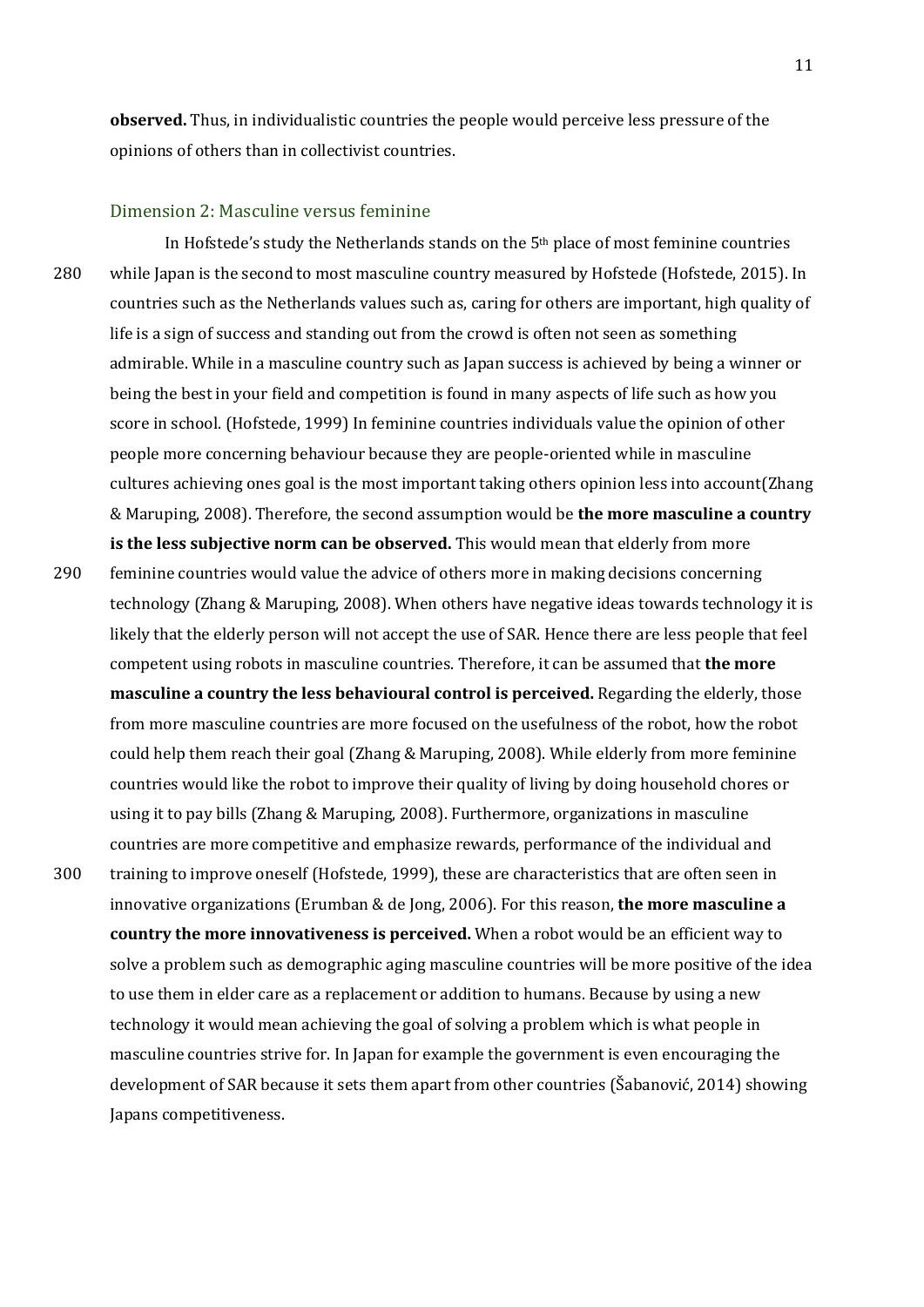**observed.** Thus, in individualistic countries the people would perceive less pressure of the opinions of others than in collectivist countries.

### Dimension 2: Masculine versus feminine

In Hofstede's study the Netherlands stands on the 5th place of most feminine countries while Japan is the second to most masculine country measured by Hofstede (Hofstede, 2015). In countries such as the Netherlands values such as, caring for others are important, high quality of life is a sign of success and standing out from the crowd is often not seen as something admirable. While in a masculine country such as Japan success is achieved by being a winner or being the best in your field and competition is found in many aspects of life such as how you score in school. (Hofstede, 1999) In feminine countries individuals value the opinion of other people more concerning behaviour because they are people-oriented while in masculine cultures achieving ones goal is the most important taking others opinion less into account(Zhang & Maruping, 2008). Therefore, the second assumption would be **the more masculine a country is the less subjective norm can be observed.** This would mean that elderly from more feminine countries would value the advice of others more in making decisions concerning technology (Zhang & Maruping, 2008). When others have negative ideas towards technology it is likely that the elderly person will not accept the use of SAR. Hence there are less people that feel competent using robots in masculine countries. Therefore, it can be assumed that **the more masculine a country the less behavioural control is perceived.** Regarding the elderly, those from more masculine countries are more focused on the usefulness of the robot, how the robot could help them reach their goal (Zhang & Maruping, 2008). While elderly from more feminine countries would like the robot to improve their quality of living by doing household chores or using it to pay bills (Zhang & Maruping, 2008). Furthermore, organizations in masculine countries are more competitive and emphasize rewards, performance of the individual and training to improve oneself (Hofstede, 1999), these are characteristics that are often seen in innovative organizations (Erumban & de Jong, 2006). For this reason, **the more masculine a country the more innovativeness is perceived.** When a robot would be an efficient way to solve a problem such as demographic aging masculine countries will be more positive of the idea to use them in elder care as a replacement or addition to humans. Because by using a new technology it would mean achieving the goal of solving a problem which is what people in masculine countries strive for. In Japan for example the government is even encouraging the development of SAR because it sets them apart from other countries (Šabanović, 2014) showing Japans competitiveness.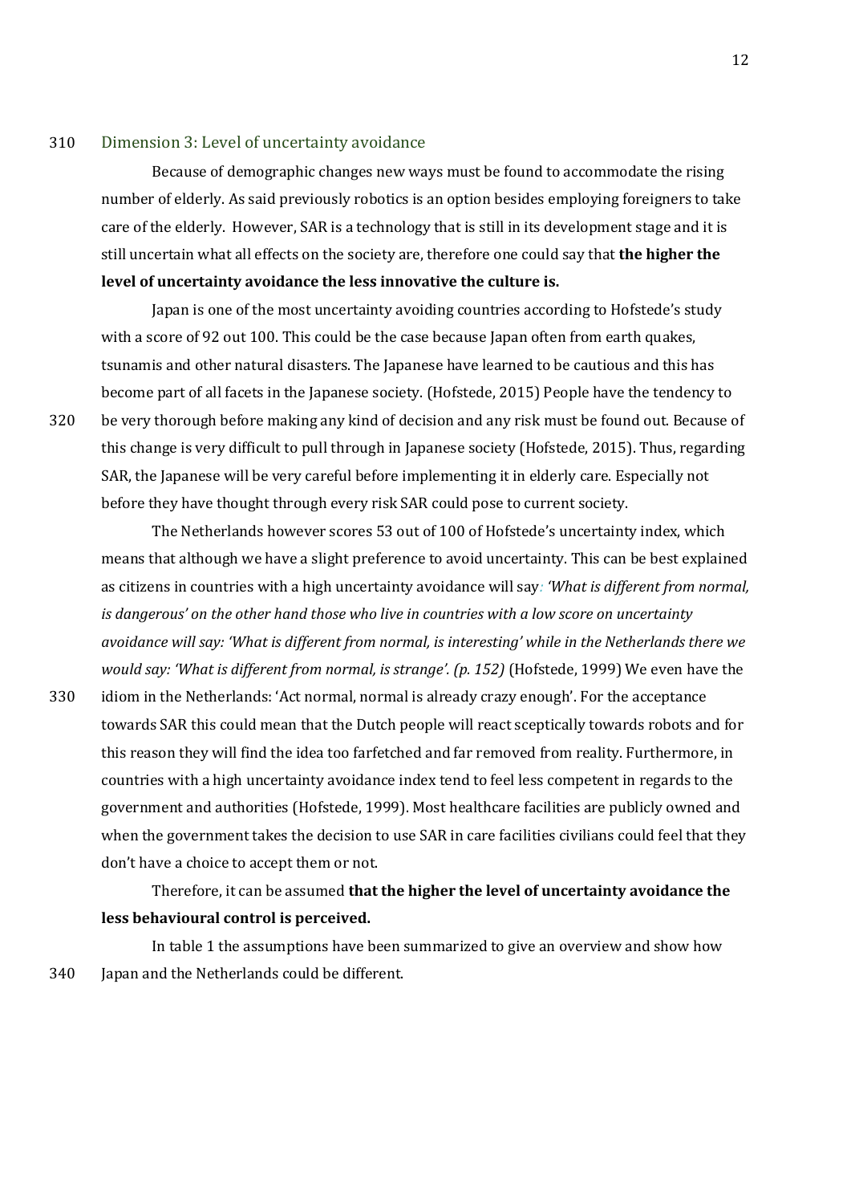### Dimension 3: Level of uncertainty avoidance

Because of demographic changes new ways must be found to accommodate the rising number of elderly. As said previously robotics is an option besides employing foreigners to take care of the elderly. However, SAR is a technology that is still in its development stage and it is still uncertain what all effects on the society are, therefore one could say that **the higher the level of uncertainty avoidance the less innovative the culture is.**

Japan is one of the most uncertainty avoiding countries according to Hofstede's study with a score of 92 out 100. This could be the case because Japan often from earth quakes, tsunamis and other natural disasters. The Japanese have learned to be cautious and this has become part of all facets in the Japanese society. (Hofstede, 2015) People have the tendency to be very thorough before making any kind of decision and any risk must be found out. Because of this change is very difficult to pull through in Japanese society (Hofstede, 2015). Thus, regarding SAR, the Japanese will be very careful before implementing it in elderly care. Especially not before they have thought through every risk SAR could pose to current society.

The Netherlands however scores 53 out of 100 of Hofstede's uncertainty index, which means that although we have a slight preference to avoid uncertainty. This can be best explained as citizens in countries with a high uncertainty avoidance will say*: 'What is different from normal, is dangerous' on the other hand those who live in countries with a low score on uncertainty avoidance will say: 'What is different from normal, is interesting' while in the Netherlands there we would say: 'What is different from normal, is strange'. (p. 152)* (Hofstede, 1999) We even have the idiom in the Netherlands: 'Act normal, normal is already crazy enough'. For the acceptance towards SAR this could mean that the Dutch people will react sceptically towards robots and for this reason they will find the idea too farfetched and far removed from reality. Furthermore, in countries with a high uncertainty avoidance index tend to feel less competent in regards to the government and authorities (Hofstede, 1999). Most healthcare facilities are publicly owned and when the government takes the decision to use SAR in care facilities civilians could feel that they don't have a choice to accept them or not.

Therefore, it can be assumed **that the higher the level of uncertainty avoidance the less behavioural control is perceived.**

In table 1 the assumptions have been summarized to give an overview and show how Japan and the Netherlands could be different.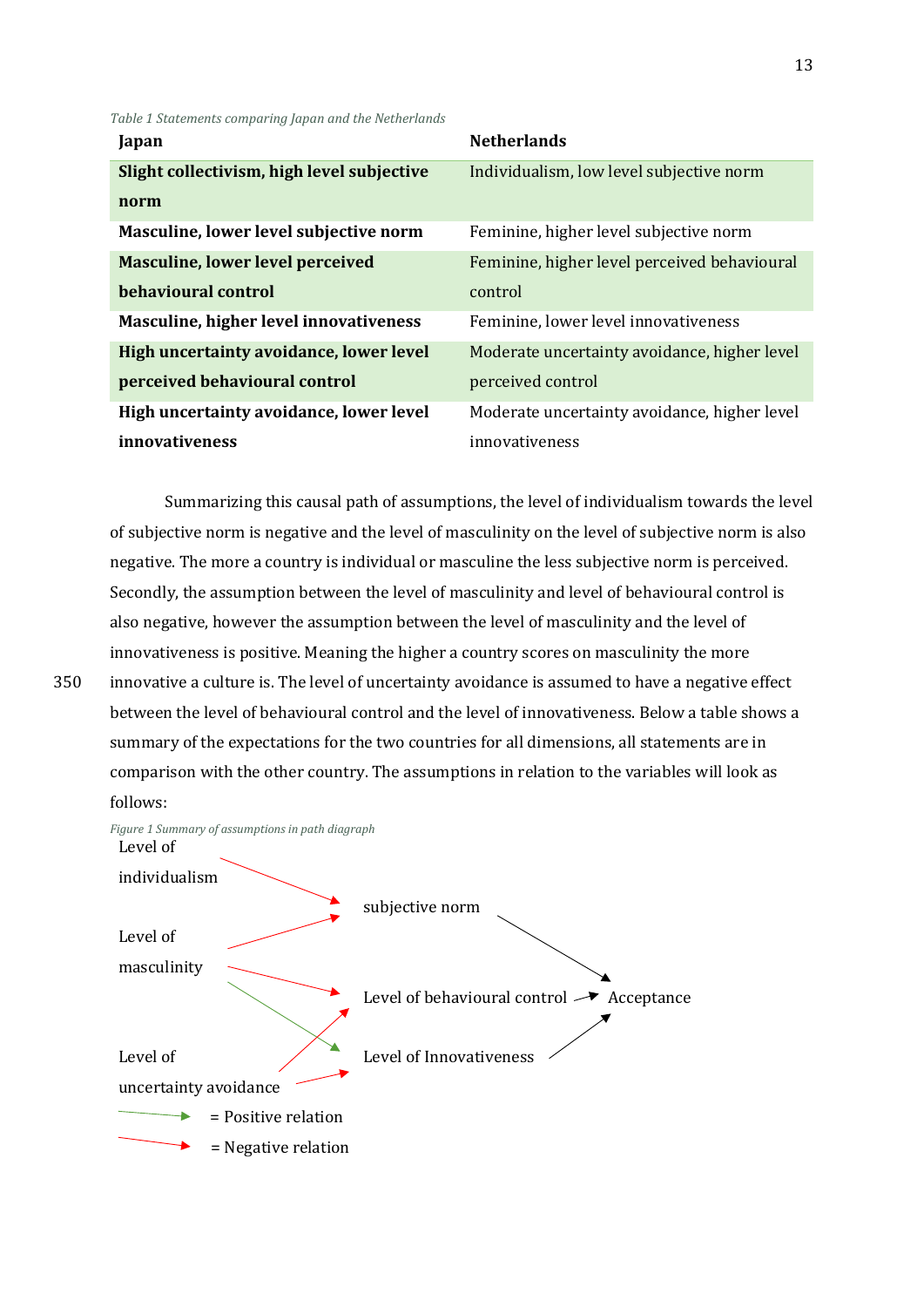*Table 1 Statements comparing Japan and the Netherlands*

| Japan | Netherlands |
|---|---|
| **Slight collectivism, high level subjective norm** | Individualism, low level subjective norm |
| **Masculine, lower level subjective norm** | Feminine, higher level subjective norm |
| **Masculine, lower level perceived behavioural control** | Feminine, higher level perceived behavioural control |
| **Masculine, higher level innovativeness** | Feminine, lower level innovativeness |
| **High uncertainty avoidance, lower level perceived behavioural control** | Moderate uncertainty avoidance, higher level perceived control |
| **High uncertainty avoidance, lower level innovativeness** | Moderate uncertainty avoidance, higher level innovativeness |

Summarizing this causal path of assumptions, the level of individualism towards the level of subjective norm is negative and the level of masculinity on the level of subjective norm is also negative. The more a country is individual or masculine the less subjective norm is perceived. Secondly, the assumption between the level of masculinity and level of behavioural control is also negative, however the assumption between the level of masculinity and the level of innovativeness is positive. Meaning the higher a country scores on masculinity the more innovative a culture is. The level of uncertainty avoidance is assumed to have a negative effect between the level of behavioural control and the level of innovativeness. Below a table shows a summary of the expectations for the two countries for all dimensions, all statements are in comparison with the other country. The assumptions in relation to the variables will look as follows:

*Figure 1 Summary of assumptions in path diagraph*

Level of individualism → subjective norm (negative)
Level of masculinity → subjective norm (negative)
Level of masculinity → Level of behavioural control (negative)
Level of masculinity → Level of Innovativeness (positive)
Level of uncertainty avoidance → Level of behavioural control (negative)
Level of uncertainty avoidance → Level of Innovativeness (negative)
subjective norm → Acceptance
Level of behavioural control → Acceptance
Level of Innovativeness → Acceptance

Green arrow = Positive relation
Red arrow = Negative relation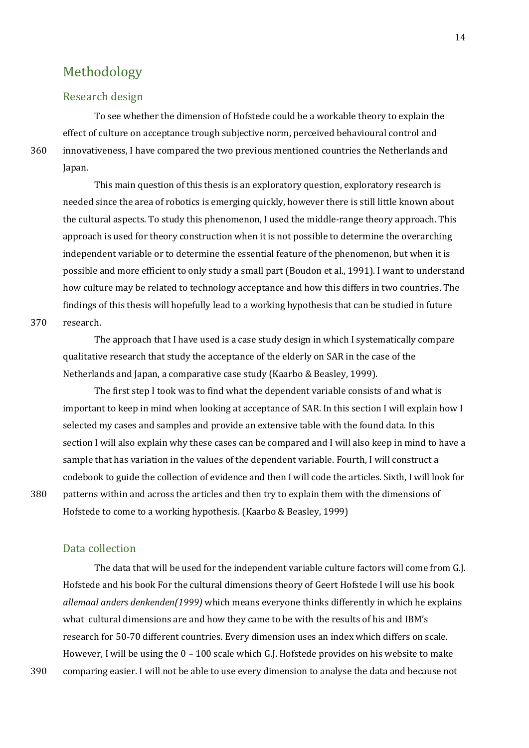# Methodology

## Research design

To see whether the dimension of Hofstede could be a workable theory to explain the effect of culture on acceptance trough subjective norm, perceived behavioural control and innovativeness, I have compared the two previous mentioned countries the Netherlands and Japan.

This main question of this thesis is an exploratory question, exploratory research is needed since the area of robotics is emerging quickly, however there is still little known about the cultural aspects. To study this phenomenon, I used the middle-range theory approach. This approach is used for theory construction when it is not possible to determine the overarching independent variable or to determine the essential feature of the phenomenon, but when it is possible and more efficient to only study a small part (Boudon et al., 1991). I want to understand how culture may be related to technology acceptance and how this differs in two countries. The findings of this thesis will hopefully lead to a working hypothesis that can be studied in future research.

The approach that I have used is a case study design in which I systematically compare qualitative research that study the acceptance of the elderly on SAR in the case of the Netherlands and Japan, a comparative case study (Kaarbo & Beasley, 1999).

The first step I took was to find what the dependent variable consists of and what is important to keep in mind when looking at acceptance of SAR. In this section I will explain how I selected my cases and samples and provide an extensive table with the found data. In this section I will also explain why these cases can be compared and I will also keep in mind to have a sample that has variation in the values of the dependent variable. Fourth, I will construct a codebook to guide the collection of evidence and then I will code the articles. Sixth, I will look for patterns within and across the articles and then try to explain them with the dimensions of Hofstede to come to a working hypothesis. (Kaarbo & Beasley, 1999)

## Data collection

The data that will be used for the independent variable culture factors will come from G.J. Hofstede and his book For the cultural dimensions theory of Geert Hofstede I will use his book *allemaal anders denkenden(1999)* which means everyone thinks differently in which he explains what cultural dimensions are and how they came to be with the results of his and IBM's research for 50-70 different countries. Every dimension uses an index which differs on scale. However, I will be using the 0 – 100 scale which G.J. Hofstede provides on his website to make comparing easier. I will not be able to use every dimension to analyse the data and because not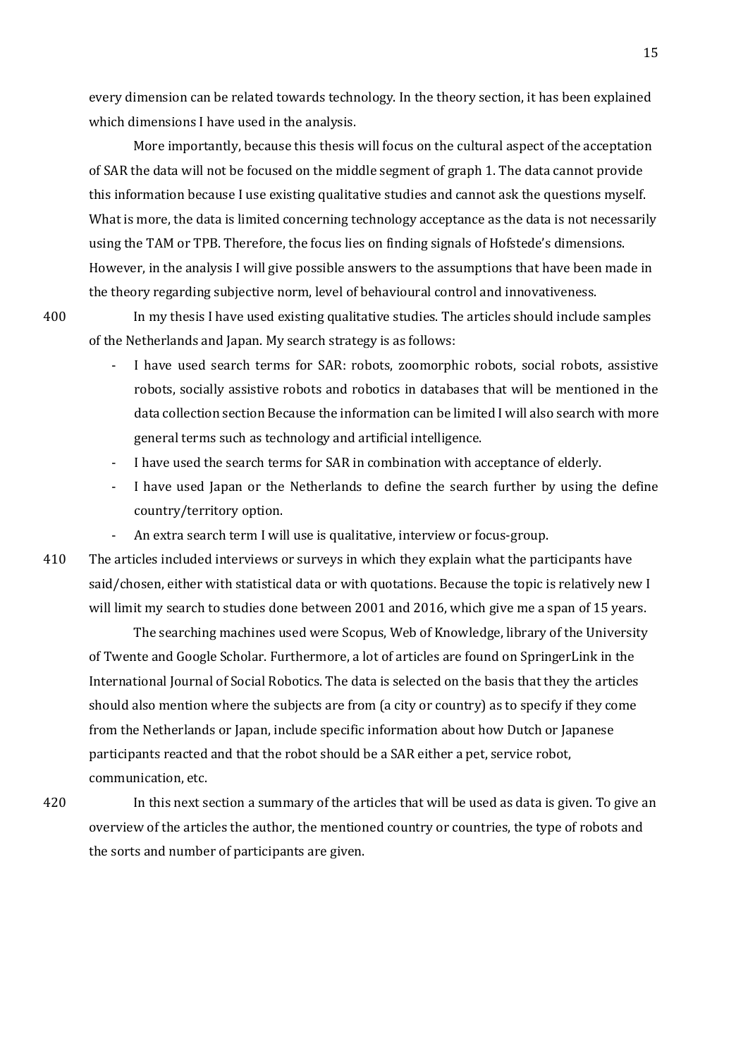every dimension can be related towards technology. In the theory section, it has been explained which dimensions I have used in the analysis.

More importantly, because this thesis will focus on the cultural aspect of the acceptation of SAR the data will not be focused on the middle segment of graph 1. The data cannot provide this information because I use existing qualitative studies and cannot ask the questions myself. What is more, the data is limited concerning technology acceptance as the data is not necessarily using the TAM or TPB. Therefore, the focus lies on finding signals of Hofstede's dimensions. However, in the analysis I will give possible answers to the assumptions that have been made in the theory regarding subjective norm, level of behavioural control and innovativeness.

In my thesis I have used existing qualitative studies. The articles should include samples of the Netherlands and Japan. My search strategy is as follows:

- I have used search terms for SAR: robots, zoomorphic robots, social robots, assistive robots, socially assistive robots and robotics in databases that will be mentioned in the data collection section Because the information can be limited I will also search with more general terms such as technology and artificial intelligence.
- I have used the search terms for SAR in combination with acceptance of elderly.
- I have used Japan or the Netherlands to define the search further by using the define country/territory option.
- An extra search term I will use is qualitative, interview or focus-group.

The articles included interviews or surveys in which they explain what the participants have said/chosen, either with statistical data or with quotations. Because the topic is relatively new I will limit my search to studies done between 2001 and 2016, which give me a span of 15 years.

The searching machines used were Scopus, Web of Knowledge, library of the University of Twente and Google Scholar. Furthermore, a lot of articles are found on SpringerLink in the International Journal of Social Robotics. The data is selected on the basis that they the articles should also mention where the subjects are from (a city or country) as to specify if they come from the Netherlands or Japan, include specific information about how Dutch or Japanese participants reacted and that the robot should be a SAR either a pet, service robot, communication, etc.

In this next section a summary of the articles that will be used as data is given. To give an overview of the articles the author, the mentioned country or countries, the type of robots and the sorts and number of participants are given.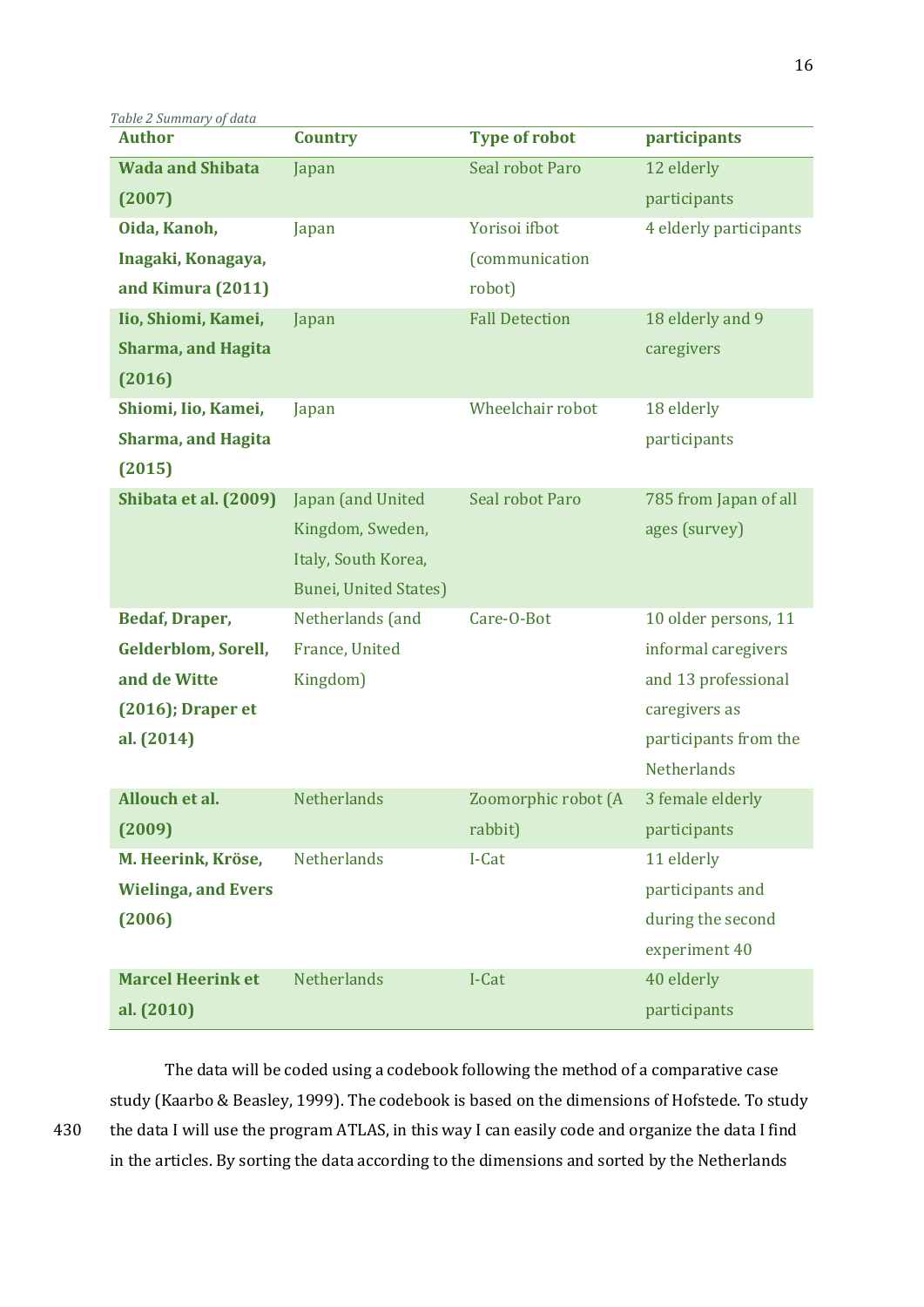*Table 2 Summary of data*

| Author | Country | Type of robot | participants |
|---|---|---|---|
| **Wada and Shibata (2007)** | Japan | Seal robot Paro | 12 elderly participants |
| **Oida, Kanoh, Inagaki, Konagaya, and Kimura (2011)** | Japan | Yorisoi ifbot (communication robot) | 4 elderly participants |
| **Iio, Shiomi, Kamei, Sharma, and Hagita (2016)** | Japan | Fall Detection | 18 elderly and 9 caregivers |
| **Shiomi, Iio, Kamei, Sharma, and Hagita (2015)** | Japan | Wheelchair robot | 18 elderly participants |
| **Shibata et al. (2009)** | Japan (and United Kingdom, Sweden, Italy, South Korea, Bunei, United States) | Seal robot Paro | 785 from Japan of all ages (survey) |
| **Bedaf, Draper, Gelderblom, Sorell, and de Witte (2016); Draper et al. (2014)** | Netherlands (and France, United Kingdom) | Care-O-Bot | 10 older persons, 11 informal caregivers and 13 professional caregivers as participants from the Netherlands |
| **Allouch et al. (2009)** | Netherlands | Zoomorphic robot (A rabbit) | 3 female elderly participants |
| **M. Heerink, Kröse, Wielinga, and Evers (2006)** | Netherlands | I-Cat | 11 elderly participants and during the second experiment 40 |
| **Marcel Heerink et al. (2010)** | Netherlands | I-Cat | 40 elderly participants |

The data will be coded using a codebook following the method of a comparative case study (Kaarbo & Beasley, 1999). The codebook is based on the dimensions of Hofstede. To study the data I will use the program ATLAS, in this way I can easily code and organize the data I find in the articles. By sorting the data according to the dimensions and sorted by the Netherlands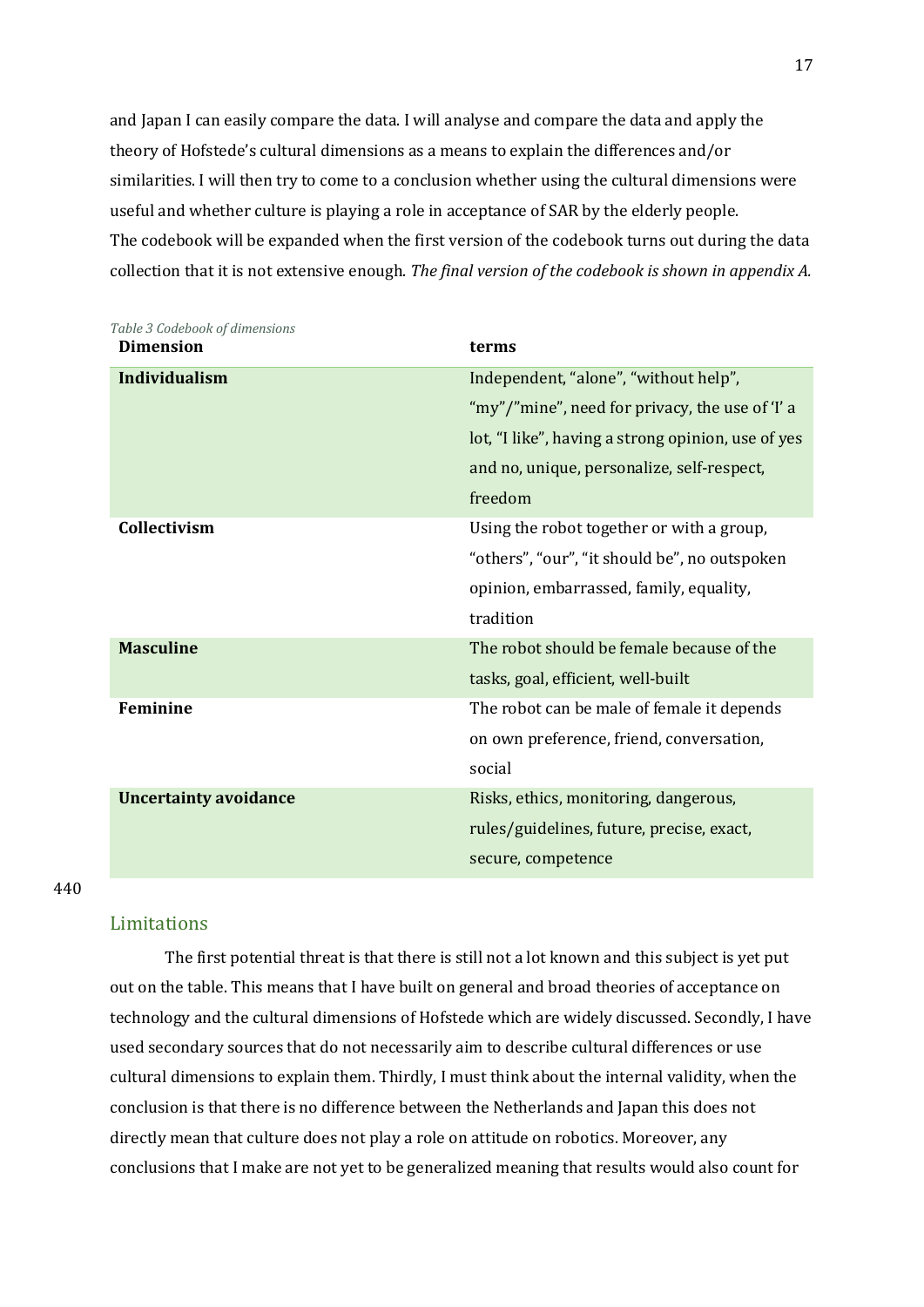and Japan I can easily compare the data. I will analyse and compare the data and apply the theory of Hofstede's cultural dimensions as a means to explain the differences and/or similarities. I will then try to come to a conclusion whether using the cultural dimensions were useful and whether culture is playing a role in acceptance of SAR by the elderly people.
The codebook will be expanded when the first version of the codebook turns out during the data collection that it is not extensive enough. *The final version of the codebook is shown in appendix A.*

*Table 3 Codebook of dimensions*

| **Dimension** | **terms** |
|---|---|
| **Individualism** | Independent, "alone", "without help", "my"/"mine", need for privacy, the use of 'I' a lot, "I like", having a strong opinion, use of yes and no, unique, personalize, self-respect, freedom |
| **Collectivism** | Using the robot together or with a group, "others", "our", "it should be", no outspoken opinion, embarrassed, family, equality, tradition |
| **Masculine** | The robot should be female because of the tasks, goal, efficient, well-built |
| **Feminine** | The robot can be male of female it depends on own preference, friend, conversation, social |
| **Uncertainty avoidance** | Risks, ethics, monitoring, dangerous, rules/guidelines, future, precise, exact, secure, competence |

440

## Limitations

The first potential threat is that there is still not a lot known and this subject is yet put out on the table. This means that I have built on general and broad theories of acceptance on technology and the cultural dimensions of Hofstede which are widely discussed. Secondly, I have used secondary sources that do not necessarily aim to describe cultural differences or use cultural dimensions to explain them. Thirdly, I must think about the internal validity, when the conclusion is that there is no difference between the Netherlands and Japan this does not directly mean that culture does not play a role on attitude on robotics. Moreover, any conclusions that I make are not yet to be generalized meaning that results would also count for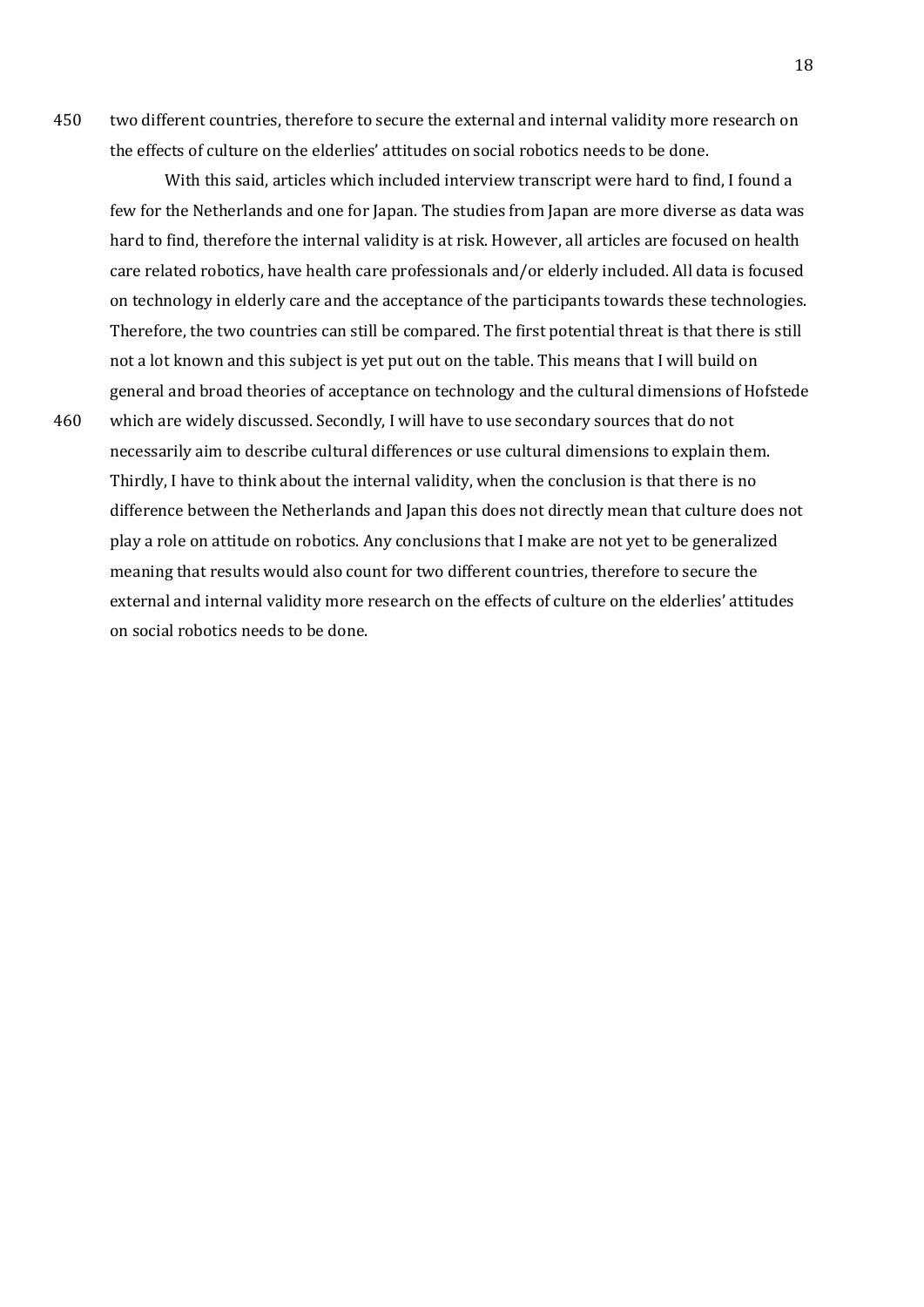two different countries, therefore to secure the external and internal validity more research on the effects of culture on the elderlies' attitudes on social robotics needs to be done.

With this said, articles which included interview transcript were hard to find, I found a few for the Netherlands and one for Japan. The studies from Japan are more diverse as data was hard to find, therefore the internal validity is at risk. However, all articles are focused on health care related robotics, have health care professionals and/or elderly included. All data is focused on technology in elderly care and the acceptance of the participants towards these technologies. Therefore, the two countries can still be compared. The first potential threat is that there is still not a lot known and this subject is yet put out on the table. This means that I will build on general and broad theories of acceptance on technology and the cultural dimensions of Hofstede which are widely discussed. Secondly, I will have to use secondary sources that do not necessarily aim to describe cultural differences or use cultural dimensions to explain them. Thirdly, I have to think about the internal validity, when the conclusion is that there is no difference between the Netherlands and Japan this does not directly mean that culture does not play a role on attitude on robotics. Any conclusions that I make are not yet to be generalized meaning that results would also count for two different countries, therefore to secure the external and internal validity more research on the effects of culture on the elderlies' attitudes on social robotics needs to be done.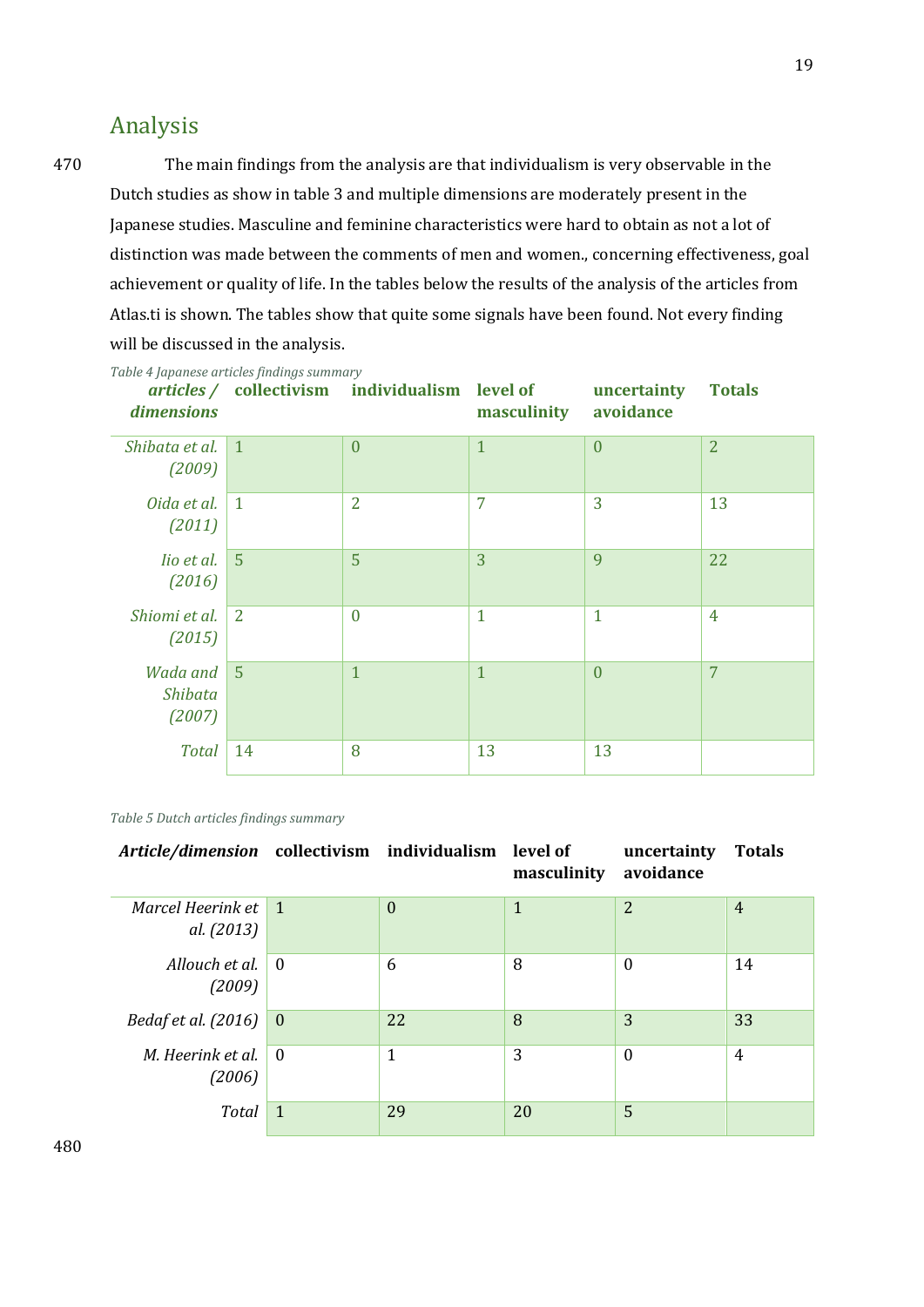## Analysis

The main findings from the analysis are that individualism is very observable in the Dutch studies as show in table 3 and multiple dimensions are moderately present in the Japanese studies. Masculine and feminine characteristics were hard to obtain as not a lot of distinction was made between the comments of men and women., concerning effectiveness, goal achievement or quality of life. In the tables below the results of the analysis of the articles from Atlas.ti is shown. The tables show that quite some signals have been found. Not every finding will be discussed in the analysis.

*Table 4 Japanese articles findings summary*

| ***articles / dimensions*** | **collectivism** | **individualism** | **level of masculinity** | **uncertainty avoidance** | **Totals** |
|---|---|---|---|---|---|
| *Shibata et al. (2009)* | 1 | 0 | 1 | 0 | 2 |
| *Oida et al. (2011)* | 1 | 2 | 7 | 3 | 13 |
| *Iio et al. (2016)* | 5 | 5 | 3 | 9 | 22 |
| *Shiomi et al. (2015)* | 2 | 0 | 1 | 1 | 4 |
| *Wada and Shibata (2007)* | 5 | 1 | 1 | 0 | 7 |
| *Total* | 14 | 8 | 13 | 13 | |

*Table 5 Dutch articles findings summary*

| ***Article/dimension*** | **collectivism** | **individualism** | **level of masculinity** | **uncertainty avoidance** | **Totals** |
|---|---|---|---|---|---|
| *Marcel Heerink et al. (2013)* | 1 | 0 | 1 | 2 | 4 |
| *Allouch et al. (2009)* | 0 | 6 | 8 | 0 | 14 |
| *Bedaf et al. (2016)* | 0 | 22 | 8 | 3 | 33 |
| *M. Heerink et al. (2006)* | 0 | 1 | 3 | 0 | 4 |
| *Total* | 1 | 29 | 20 | 5 | |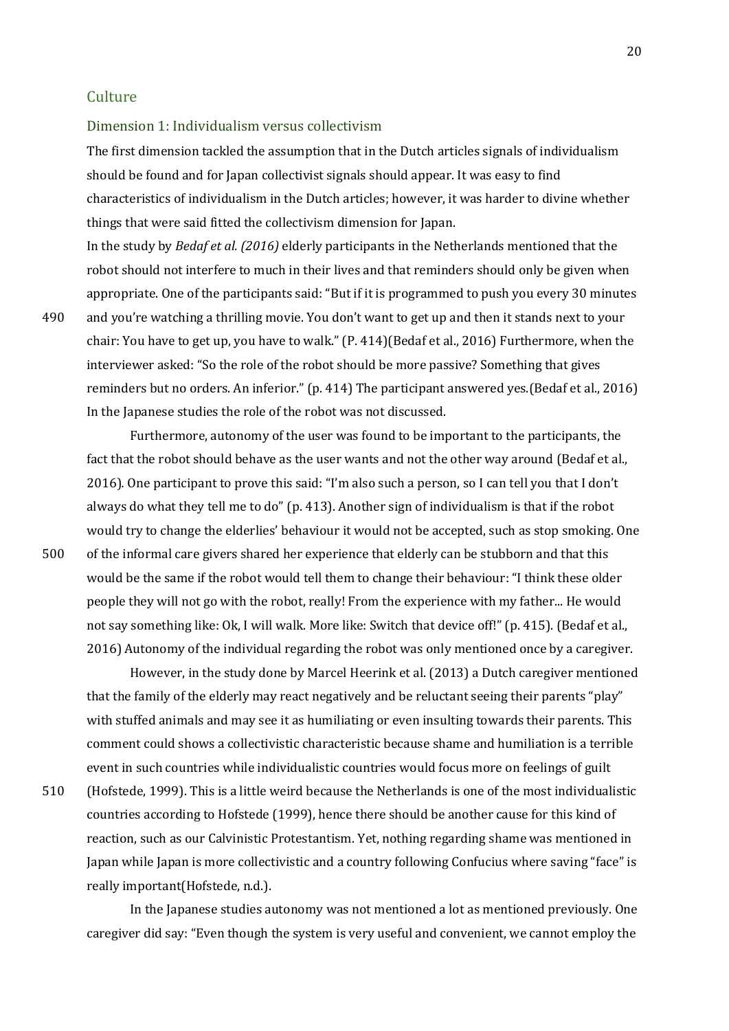## Culture

### Dimension 1: Individualism versus collectivism

The first dimension tackled the assumption that in the Dutch articles signals of individualism should be found and for Japan collectivist signals should appear. It was easy to find characteristics of individualism in the Dutch articles; however, it was harder to divine whether things that were said fitted the collectivism dimension for Japan.

In the study by *Bedaf et al. (2016)* elderly participants in the Netherlands mentioned that the robot should not interfere to much in their lives and that reminders should only be given when appropriate. One of the participants said: "But if it is programmed to push you every 30 minutes and you're watching a thrilling movie. You don't want to get up and then it stands next to your chair: You have to get up, you have to walk." (P. 414)(Bedaf et al., 2016) Furthermore, when the interviewer asked: "So the role of the robot should be more passive? Something that gives reminders but no orders. An inferior." (p. 414) The participant answered yes.(Bedaf et al., 2016) In the Japanese studies the role of the robot was not discussed.

Furthermore, autonomy of the user was found to be important to the participants, the fact that the robot should behave as the user wants and not the other way around (Bedaf et al., 2016). One participant to prove this said: "I'm also such a person, so I can tell you that I don't always do what they tell me to do" (p. 413). Another sign of individualism is that if the robot would try to change the elderlies' behaviour it would not be accepted, such as stop smoking. One of the informal care givers shared her experience that elderly can be stubborn and that this would be the same if the robot would tell them to change their behaviour: "I think these older people they will not go with the robot, really! From the experience with my father... He would not say something like: Ok, I will walk. More like: Switch that device off!" (p. 415). (Bedaf et al., 2016) Autonomy of the individual regarding the robot was only mentioned once by a caregiver.

However, in the study done by Marcel Heerink et al. (2013) a Dutch caregiver mentioned that the family of the elderly may react negatively and be reluctant seeing their parents "play" with stuffed animals and may see it as humiliating or even insulting towards their parents. This comment could shows a collectivistic characteristic because shame and humiliation is a terrible event in such countries while individualistic countries would focus more on feelings of guilt (Hofstede, 1999). This is a little weird because the Netherlands is one of the most individualistic countries according to Hofstede (1999), hence there should be another cause for this kind of reaction, such as our Calvinistic Protestantism. Yet, nothing regarding shame was mentioned in Japan while Japan is more collectivistic and a country following Confucius where saving "face" is really important(Hofstede, n.d.).

In the Japanese studies autonomy was not mentioned a lot as mentioned previously. One caregiver did say: "Even though the system is very useful and convenient, we cannot employ the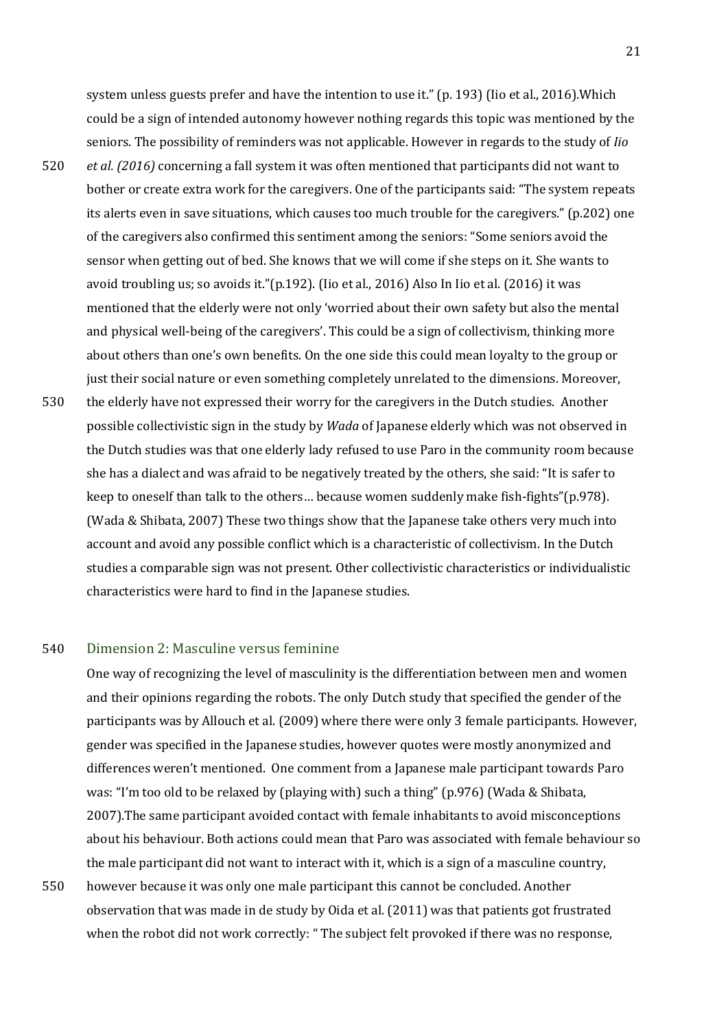system unless guests prefer and have the intention to use it." (p. 193) (Iio et al., 2016).Which could be a sign of intended autonomy however nothing regards this topic was mentioned by the seniors. The possibility of reminders was not applicable. However in regards to the study of *Iio et al. (2016)* concerning a fall system it was often mentioned that participants did not want to bother or create extra work for the caregivers. One of the participants said: "The system repeats its alerts even in save situations, which causes too much trouble for the caregivers." (p.202) one of the caregivers also confirmed this sentiment among the seniors: "Some seniors avoid the sensor when getting out of bed. She knows that we will come if she steps on it. She wants to avoid troubling us; so avoids it."(p.192). (Iio et al., 2016) Also In Iio et al. (2016) it was mentioned that the elderly were not only 'worried about their own safety but also the mental and physical well-being of the caregivers'. This could be a sign of collectivism, thinking more about others than one's own benefits. On the one side this could mean loyalty to the group or just their social nature or even something completely unrelated to the dimensions. Moreover, the elderly have not expressed their worry for the caregivers in the Dutch studies. Another possible collectivistic sign in the study by *Wada* of Japanese elderly which was not observed in the Dutch studies was that one elderly lady refused to use Paro in the community room because she has a dialect and was afraid to be negatively treated by the others, she said: "It is safer to keep to oneself than talk to the others… because women suddenly make fish-fights"(p.978). (Wada & Shibata, 2007) These two things show that the Japanese take others very much into account and avoid any possible conflict which is a characteristic of collectivism. In the Dutch studies a comparable sign was not present. Other collectivistic characteristics or individualistic characteristics were hard to find in the Japanese studies.

### Dimension 2: Masculine versus feminine

One way of recognizing the level of masculinity is the differentiation between men and women and their opinions regarding the robots. The only Dutch study that specified the gender of the participants was by Allouch et al. (2009) where there were only 3 female participants. However, gender was specified in the Japanese studies, however quotes were mostly anonymized and differences weren't mentioned. One comment from a Japanese male participant towards Paro was: "I'm too old to be relaxed by (playing with) such a thing" (p.976) (Wada & Shibata, 2007).The same participant avoided contact with female inhabitants to avoid misconceptions about his behaviour. Both actions could mean that Paro was associated with female behaviour so the male participant did not want to interact with it, which is a sign of a masculine country, however because it was only one male participant this cannot be concluded. Another observation that was made in de study by Oida et al. (2011) was that patients got frustrated when the robot did not work correctly: " The subject felt provoked if there was no response,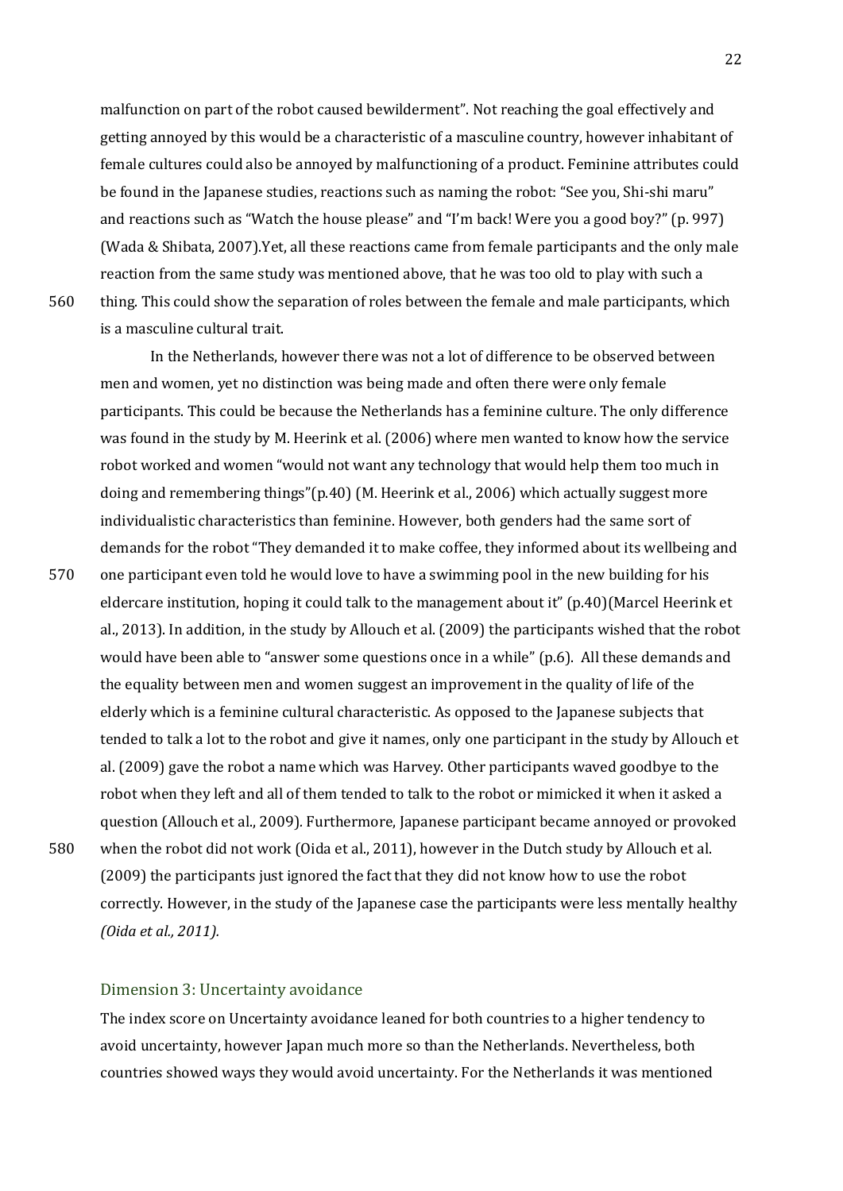malfunction on part of the robot caused bewilderment". Not reaching the goal effectively and getting annoyed by this would be a characteristic of a masculine country, however inhabitant of female cultures could also be annoyed by malfunctioning of a product. Feminine attributes could be found in the Japanese studies, reactions such as naming the robot: "See you, Shi-shi maru" and reactions such as "Watch the house please" and "I'm back! Were you a good boy?" (p. 997) (Wada & Shibata, 2007).Yet, all these reactions came from female participants and the only male reaction from the same study was mentioned above, that he was too old to play with such a thing. This could show the separation of roles between the female and male participants, which is a masculine cultural trait.

In the Netherlands, however there was not a lot of difference to be observed between men and women, yet no distinction was being made and often there were only female participants. This could be because the Netherlands has a feminine culture. The only difference was found in the study by M. Heerink et al. (2006) where men wanted to know how the service robot worked and women "would not want any technology that would help them too much in doing and remembering things"(p.40) (M. Heerink et al., 2006) which actually suggest more individualistic characteristics than feminine. However, both genders had the same sort of demands for the robot "They demanded it to make coffee, they informed about its wellbeing and one participant even told he would love to have a swimming pool in the new building for his eldercare institution, hoping it could talk to the management about it" (p.40)(Marcel Heerink et al., 2013). In addition, in the study by Allouch et al. (2009) the participants wished that the robot would have been able to "answer some questions once in a while" (p.6). All these demands and the equality between men and women suggest an improvement in the quality of life of the elderly which is a feminine cultural characteristic. As opposed to the Japanese subjects that tended to talk a lot to the robot and give it names, only one participant in the study by Allouch et al. (2009) gave the robot a name which was Harvey. Other participants waved goodbye to the robot when they left and all of them tended to talk to the robot or mimicked it when it asked a question (Allouch et al., 2009). Furthermore, Japanese participant became annoyed or provoked when the robot did not work (Oida et al., 2011), however in the Dutch study by Allouch et al. (2009) the participants just ignored the fact that they did not know how to use the robot correctly. However, in the study of the Japanese case the participants were less mentally healthy *(Oida et al., 2011).*

### Dimension 3: Uncertainty avoidance

The index score on Uncertainty avoidance leaned for both countries to a higher tendency to avoid uncertainty, however Japan much more so than the Netherlands. Nevertheless, both countries showed ways they would avoid uncertainty. For the Netherlands it was mentioned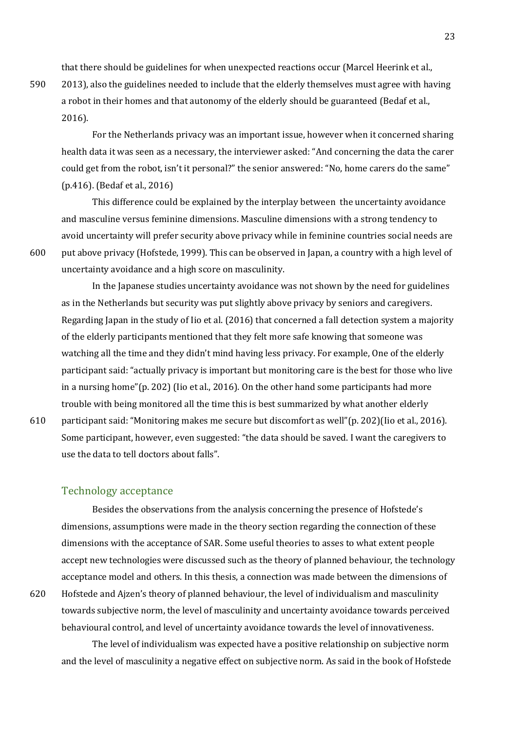that there should be guidelines for when unexpected reactions occur (Marcel Heerink et al., 2013), also the guidelines needed to include that the elderly themselves must agree with having a robot in their homes and that autonomy of the elderly should be guaranteed (Bedaf et al., 2016).

For the Netherlands privacy was an important issue, however when it concerned sharing health data it was seen as a necessary, the interviewer asked: "And concerning the data the carer could get from the robot, isn't it personal?" the senior answered: "No, home carers do the same" (p.416). (Bedaf et al., 2016)

This difference could be explained by the interplay between the uncertainty avoidance and masculine versus feminine dimensions. Masculine dimensions with a strong tendency to avoid uncertainty will prefer security above privacy while in feminine countries social needs are put above privacy (Hofstede, 1999). This can be observed in Japan, a country with a high level of uncertainty avoidance and a high score on masculinity.

In the Japanese studies uncertainty avoidance was not shown by the need for guidelines as in the Netherlands but security was put slightly above privacy by seniors and caregivers. Regarding Japan in the study of Iio et al. (2016) that concerned a fall detection system a majority of the elderly participants mentioned that they felt more safe knowing that someone was watching all the time and they didn't mind having less privacy. For example, One of the elderly participant said: "actually privacy is important but monitoring care is the best for those who live in a nursing home"(p. 202) (Iio et al., 2016). On the other hand some participants had more trouble with being monitored all the time this is best summarized by what another elderly participant said: "Monitoring makes me secure but discomfort as well"(p. 202)(Iio et al., 2016). Some participant, however, even suggested: "the data should be saved. I want the caregivers to use the data to tell doctors about falls".

## Technology acceptance

Besides the observations from the analysis concerning the presence of Hofstede's dimensions, assumptions were made in the theory section regarding the connection of these dimensions with the acceptance of SAR. Some useful theories to asses to what extent people accept new technologies were discussed such as the theory of planned behaviour, the technology acceptance model and others. In this thesis, a connection was made between the dimensions of Hofstede and Ajzen's theory of planned behaviour, the level of individualism and masculinity towards subjective norm, the level of masculinity and uncertainty avoidance towards perceived behavioural control, and level of uncertainty avoidance towards the level of innovativeness.

The level of individualism was expected have a positive relationship on subjective norm and the level of masculinity a negative effect on subjective norm. As said in the book of Hofstede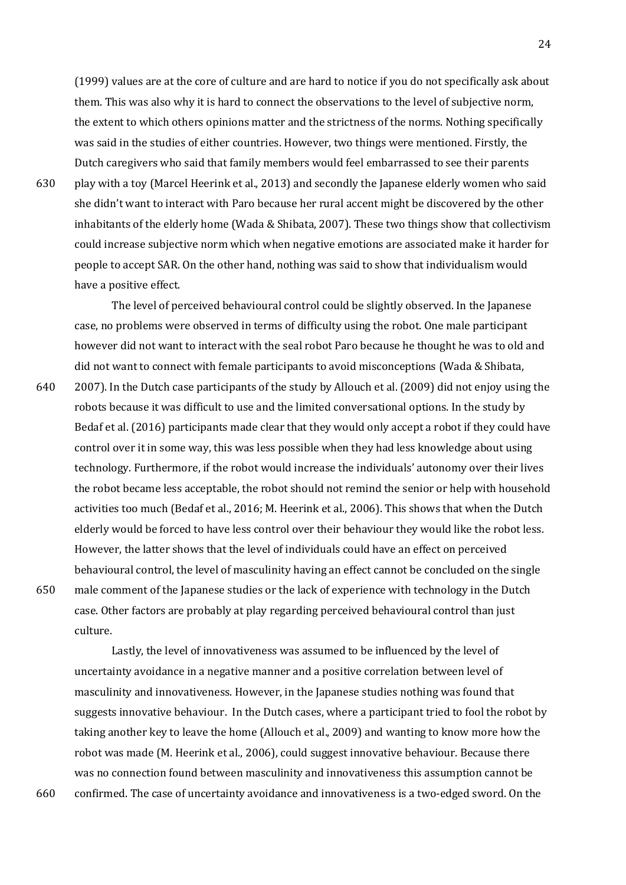(1999) values are at the core of culture and are hard to notice if you do not specifically ask about them. This was also why it is hard to connect the observations to the level of subjective norm, the extent to which others opinions matter and the strictness of the norms. Nothing specifically was said in the studies of either countries. However, two things were mentioned. Firstly, the Dutch caregivers who said that family members would feel embarrassed to see their parents play with a toy (Marcel Heerink et al., 2013) and secondly the Japanese elderly women who said she didn't want to interact with Paro because her rural accent might be discovered by the other inhabitants of the elderly home (Wada & Shibata, 2007). These two things show that collectivism could increase subjective norm which when negative emotions are associated make it harder for people to accept SAR. On the other hand, nothing was said to show that individualism would have a positive effect.

The level of perceived behavioural control could be slightly observed. In the Japanese case, no problems were observed in terms of difficulty using the robot. One male participant however did not want to interact with the seal robot Paro because he thought he was to old and did not want to connect with female participants to avoid misconceptions (Wada & Shibata, 2007). In the Dutch case participants of the study by Allouch et al. (2009) did not enjoy using the robots because it was difficult to use and the limited conversational options. In the study by Bedaf et al. (2016) participants made clear that they would only accept a robot if they could have control over it in some way, this was less possible when they had less knowledge about using technology. Furthermore, if the robot would increase the individuals' autonomy over their lives the robot became less acceptable, the robot should not remind the senior or help with household activities too much (Bedaf et al., 2016; M. Heerink et al., 2006). This shows that when the Dutch elderly would be forced to have less control over their behaviour they would like the robot less. However, the latter shows that the level of individuals could have an effect on perceived behavioural control, the level of masculinity having an effect cannot be concluded on the single male comment of the Japanese studies or the lack of experience with technology in the Dutch case. Other factors are probably at play regarding perceived behavioural control than just culture.

Lastly, the level of innovativeness was assumed to be influenced by the level of uncertainty avoidance in a negative manner and a positive correlation between level of masculinity and innovativeness. However, in the Japanese studies nothing was found that suggests innovative behaviour. In the Dutch cases, where a participant tried to fool the robot by taking another key to leave the home (Allouch et al., 2009) and wanting to know more how the robot was made (M. Heerink et al., 2006), could suggest innovative behaviour. Because there was no connection found between masculinity and innovativeness this assumption cannot be confirmed. The case of uncertainty avoidance and innovativeness is a two-edged sword. On the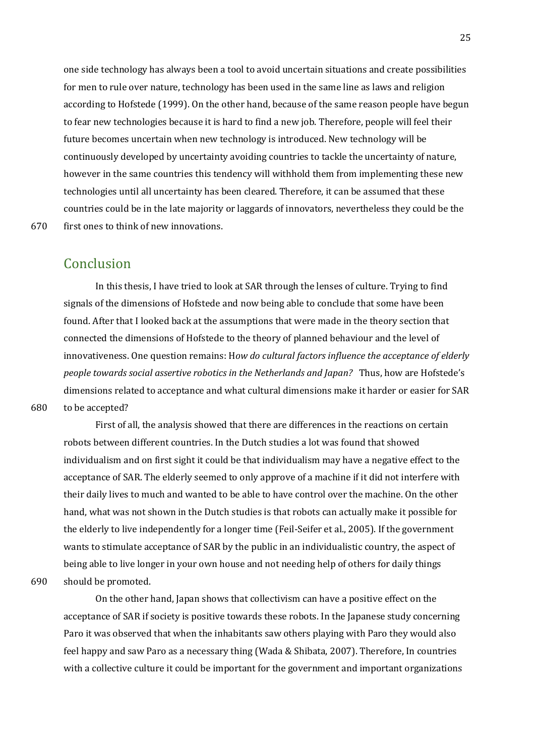one side technology has always been a tool to avoid uncertain situations and create possibilities for men to rule over nature, technology has been used in the same line as laws and religion according to Hofstede (1999). On the other hand, because of the same reason people have begun to fear new technologies because it is hard to find a new job. Therefore, people will feel their future becomes uncertain when new technology is introduced. New technology will be continuously developed by uncertainty avoiding countries to tackle the uncertainty of nature, however in the same countries this tendency will withhold them from implementing these new technologies until all uncertainty has been cleared. Therefore, it can be assumed that these countries could be in the late majority or laggards of innovators, nevertheless they could be the first ones to think of new innovations.

## Conclusion

In this thesis, I have tried to look at SAR through the lenses of culture. Trying to find signals of the dimensions of Hofstede and now being able to conclude that some have been found. After that I looked back at the assumptions that were made in the theory section that connected the dimensions of Hofstede to the theory of planned behaviour and the level of innovativeness. One question remains: H*ow do cultural factors influence the acceptance of elderly people towards social assertive robotics in the Netherlands and Japan?* Thus, how are Hofstede's dimensions related to acceptance and what cultural dimensions make it harder or easier for SAR to be accepted?

First of all, the analysis showed that there are differences in the reactions on certain robots between different countries. In the Dutch studies a lot was found that showed individualism and on first sight it could be that individualism may have a negative effect to the acceptance of SAR. The elderly seemed to only approve of a machine if it did not interfere with their daily lives to much and wanted to be able to have control over the machine. On the other hand, what was not shown in the Dutch studies is that robots can actually make it possible for the elderly to live independently for a longer time (Feil-Seifer et al., 2005). If the government wants to stimulate acceptance of SAR by the public in an individualistic country, the aspect of being able to live longer in your own house and not needing help of others for daily things should be promoted.

On the other hand, Japan shows that collectivism can have a positive effect on the acceptance of SAR if society is positive towards these robots. In the Japanese study concerning Paro it was observed that when the inhabitants saw others playing with Paro they would also feel happy and saw Paro as a necessary thing (Wada & Shibata, 2007). Therefore, In countries with a collective culture it could be important for the government and important organizations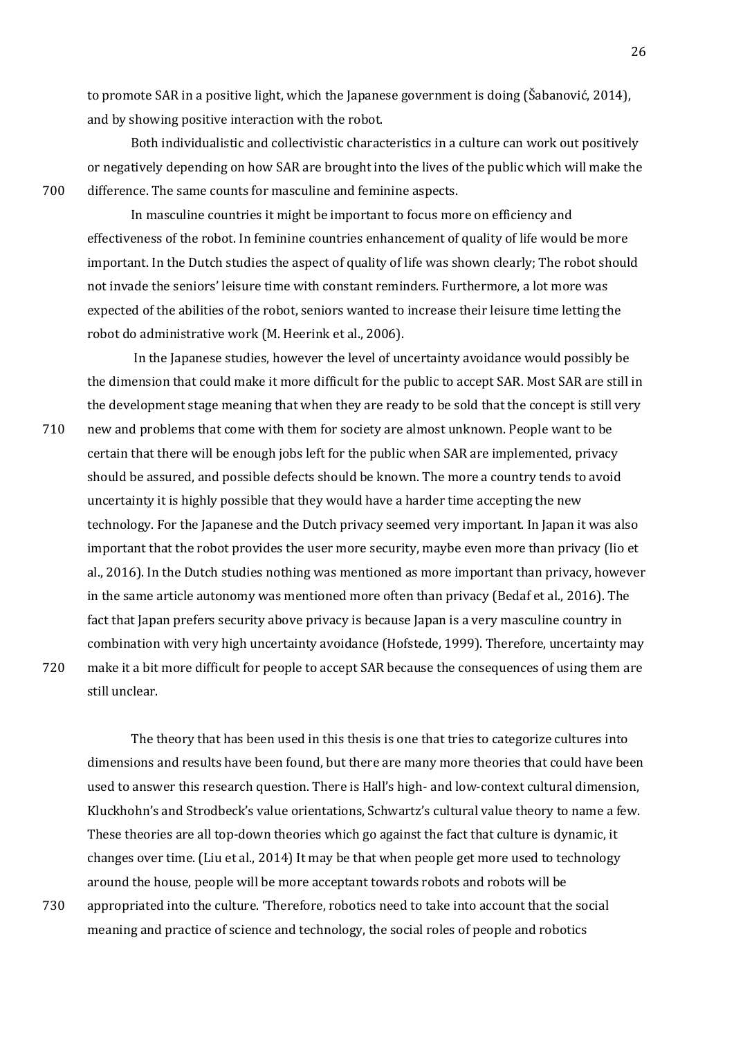to promote SAR in a positive light, which the Japanese government is doing (Šabanović, 2014), and by showing positive interaction with the robot.

Both individualistic and collectivistic characteristics in a culture can work out positively or negatively depending on how SAR are brought into the lives of the public which will make the difference. The same counts for masculine and feminine aspects.

In masculine countries it might be important to focus more on efficiency and effectiveness of the robot. In feminine countries enhancement of quality of life would be more important. In the Dutch studies the aspect of quality of life was shown clearly; The robot should not invade the seniors' leisure time with constant reminders. Furthermore, a lot more was expected of the abilities of the robot, seniors wanted to increase their leisure time letting the robot do administrative work (M. Heerink et al., 2006).

In the Japanese studies, however the level of uncertainty avoidance would possibly be the dimension that could make it more difficult for the public to accept SAR. Most SAR are still in the development stage meaning that when they are ready to be sold that the concept is still very new and problems that come with them for society are almost unknown. People want to be certain that there will be enough jobs left for the public when SAR are implemented, privacy should be assured, and possible defects should be known. The more a country tends to avoid uncertainty it is highly possible that they would have a harder time accepting the new technology. For the Japanese and the Dutch privacy seemed very important. In Japan it was also important that the robot provides the user more security, maybe even more than privacy (Iio et al., 2016). In the Dutch studies nothing was mentioned as more important than privacy, however in the same article autonomy was mentioned more often than privacy (Bedaf et al., 2016). The fact that Japan prefers security above privacy is because Japan is a very masculine country in combination with very high uncertainty avoidance (Hofstede, 1999). Therefore, uncertainty may make it a bit more difficult for people to accept SAR because the consequences of using them are still unclear.

The theory that has been used in this thesis is one that tries to categorize cultures into dimensions and results have been found, but there are many more theories that could have been used to answer this research question. There is Hall's high- and low-context cultural dimension, Kluckhohn's and Strodbeck's value orientations, Schwartz's cultural value theory to name a few. These theories are all top-down theories which go against the fact that culture is dynamic, it changes over time. (Liu et al., 2014) It may be that when people get more used to technology around the house, people will be more acceptant towards robots and robots will be appropriated into the culture. 'Therefore, robotics need to take into account that the social meaning and practice of science and technology, the social roles of people and robotics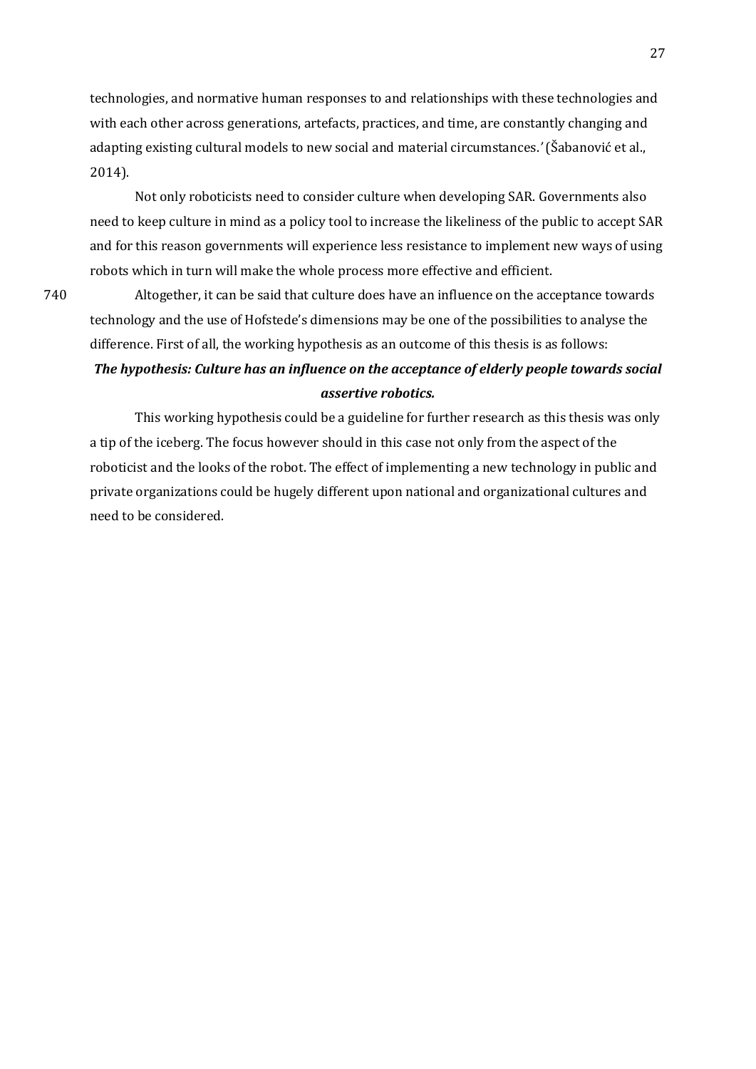technologies, and normative human responses to and relationships with these technologies and with each other across generations, artefacts, practices, and time, are constantly changing and adapting existing cultural models to new social and material circumstances.' (Šabanović et al., 2014).

Not only roboticists need to consider culture when developing SAR. Governments also need to keep culture in mind as a policy tool to increase the likeliness of the public to accept SAR and for this reason governments will experience less resistance to implement new ways of using robots which in turn will make the whole process more effective and efficient.

Altogether, it can be said that culture does have an influence on the acceptance towards technology and the use of Hofstede's dimensions may be one of the possibilities to analyse the difference. First of all, the working hypothesis as an outcome of this thesis is as follows:

***The hypothesis: Culture has an influence on the acceptance of elderly people towards social assertive robotics.***

This working hypothesis could be a guideline for further research as this thesis was only a tip of the iceberg. The focus however should in this case not only from the aspect of the roboticist and the looks of the robot. The effect of implementing a new technology in public and private organizations could be hugely different upon national and organizational cultures and need to be considered.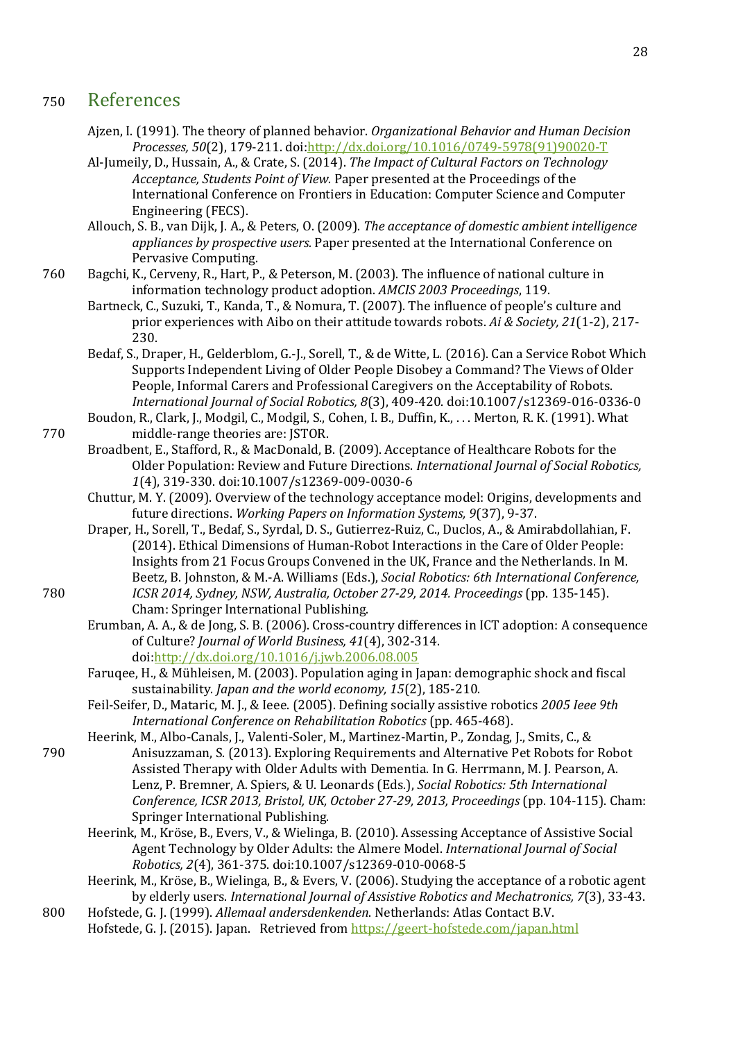# References

Ajzen, I. (1991). The theory of planned behavior. *Organizational Behavior and Human Decision Processes, 50*(2), 179-211. doi:http://dx.doi.org/10.1016/0749-5978(91)90020-T

Al-Jumeily, D., Hussain, A., & Crate, S. (2014). *The Impact of Cultural Factors on Technology Acceptance, Students Point of View.* Paper presented at the Proceedings of the International Conference on Frontiers in Education: Computer Science and Computer Engineering (FECS).

Allouch, S. B., van Dijk, J. A., & Peters, O. (2009). *The acceptance of domestic ambient intelligence appliances by prospective users.* Paper presented at the International Conference on Pervasive Computing.

Bagchi, K., Cerveny, R., Hart, P., & Peterson, M. (2003). The influence of national culture in information technology product adoption. *AMCIS 2003 Proceedings*, 119.

Bartneck, C., Suzuki, T., Kanda, T., & Nomura, T. (2007). The influence of people's culture and prior experiences with Aibo on their attitude towards robots. *Ai & Society, 21*(1-2), 217-230.

Bedaf, S., Draper, H., Gelderblom, G.-J., Sorell, T., & de Witte, L. (2016). Can a Service Robot Which Supports Independent Living of Older People Disobey a Command? The Views of Older People, Informal Carers and Professional Caregivers on the Acceptability of Robots. *International Journal of Social Robotics, 8*(3), 409-420. doi:10.1007/s12369-016-0336-0

Boudon, R., Clark, J., Modgil, C., Modgil, S., Cohen, I. B., Duffin, K., . . . Merton, R. K. (1991). What middle-range theories are: JSTOR.

Broadbent, E., Stafford, R., & MacDonald, B. (2009). Acceptance of Healthcare Robots for the Older Population: Review and Future Directions. *International Journal of Social Robotics, 1*(4), 319-330. doi:10.1007/s12369-009-0030-6

Chuttur, M. Y. (2009). Overview of the technology acceptance model: Origins, developments and future directions. *Working Papers on Information Systems, 9*(37), 9-37.

Draper, H., Sorell, T., Bedaf, S., Syrdal, D. S., Gutierrez-Ruiz, C., Duclos, A., & Amirabdollahian, F. (2014). Ethical Dimensions of Human-Robot Interactions in the Care of Older People: Insights from 21 Focus Groups Convened in the UK, France and the Netherlands. In M. Beetz, B. Johnston, & M.-A. Williams (Eds.), *Social Robotics: 6th International Conference, ICSR 2014, Sydney, NSW, Australia, October 27-29, 2014. Proceedings* (pp. 135-145). Cham: Springer International Publishing.

Erumban, A. A., & de Jong, S. B. (2006). Cross-country differences in ICT adoption: A consequence of Culture? *Journal of World Business, 41*(4), 302-314. doi:http://dx.doi.org/10.1016/j.jwb.2006.08.005

Faruqee, H., & Mühleisen, M. (2003). Population aging in Japan: demographic shock and fiscal sustainability. *Japan and the world economy, 15*(2), 185-210.

Feil-Seifer, D., Mataric, M. J., & Ieee. (2005). Defining socially assistive robotics *2005 Ieee 9th International Conference on Rehabilitation Robotics* (pp. 465-468).

Heerink, M., Albo-Canals, J., Valenti-Soler, M., Martinez-Martin, P., Zondag, J., Smits, C., & Anisuzzaman, S. (2013). Exploring Requirements and Alternative Pet Robots for Robot Assisted Therapy with Older Adults with Dementia. In G. Herrmann, M. J. Pearson, A. Lenz, P. Bremner, A. Spiers, & U. Leonards (Eds.), *Social Robotics: 5th International Conference, ICSR 2013, Bristol, UK, October 27-29, 2013, Proceedings* (pp. 104-115). Cham: Springer International Publishing.

Heerink, M., Kröse, B., Evers, V., & Wielinga, B. (2010). Assessing Acceptance of Assistive Social Agent Technology by Older Adults: the Almere Model. *International Journal of Social Robotics, 2*(4), 361-375. doi:10.1007/s12369-010-0068-5

Heerink, M., Kröse, B., Wielinga, B., & Evers, V. (2006). Studying the acceptance of a robotic agent by elderly users. *International Journal of Assistive Robotics and Mechatronics, 7*(3), 33-43.

Hofstede, G. J. (1999). *Allemaal andersdenkenden*. Netherlands: Atlas Contact B.V.

Hofstede, G. J. (2015). Japan. Retrieved from https://geert-hofstede.com/japan.html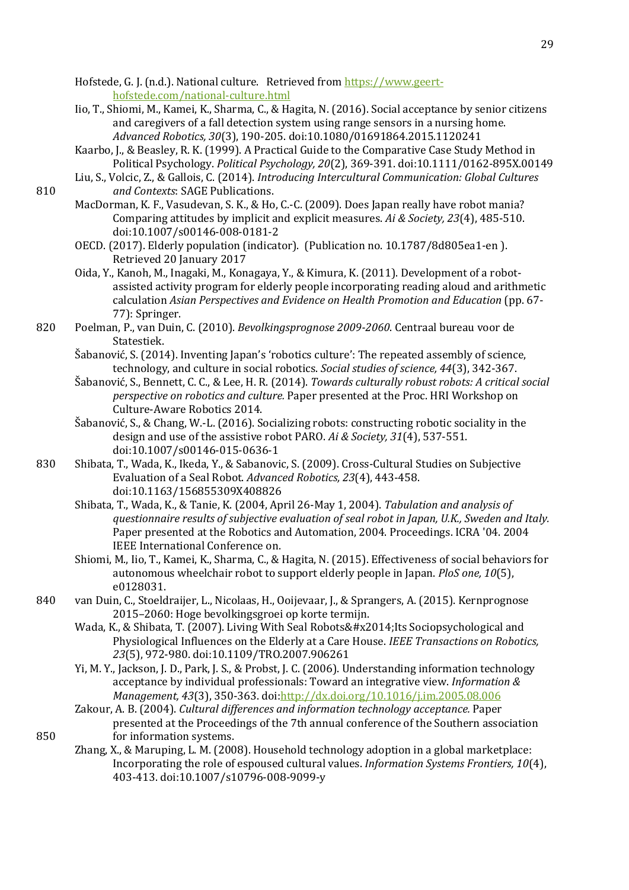Hofstede, G. J. (n.d.). National culture. Retrieved from https://www.geert-hofstede.com/national-culture.html

Iio, T., Shiomi, M., Kamei, K., Sharma, C., & Hagita, N. (2016). Social acceptance by senior citizens and caregivers of a fall detection system using range sensors in a nursing home. *Advanced Robotics, 30*(3), 190-205. doi:10.1080/01691864.2015.1120241

Kaarbo, J., & Beasley, R. K. (1999). A Practical Guide to the Comparative Case Study Method in Political Psychology. *Political Psychology, 20*(2), 369-391. doi:10.1111/0162-895X.00149

Liu, S., Volcic, Z., & Gallois, C. (2014). *Introducing Intercultural Communication: Global Cultures and Contexts*: SAGE Publications.

MacDorman, K. F., Vasudevan, S. K., & Ho, C.-C. (2009). Does Japan really have robot mania? Comparing attitudes by implicit and explicit measures. *Ai & Society, 23*(4), 485-510. doi:10.1007/s00146-008-0181-2

OECD. (2017). Elderly population (indicator). (Publication no. 10.1787/8d805ea1-en ). Retrieved 20 January 2017

Oida, Y., Kanoh, M., Inagaki, M., Konagaya, Y., & Kimura, K. (2011). Development of a robot-assisted activity program for elderly people incorporating reading aloud and arithmetic calculation *Asian Perspectives and Evidence on Health Promotion and Education* (pp. 67-77): Springer.

Poelman, P., van Duin, C. (2010). *Bevolkingsprognose 2009-2060*. Centraal bureau voor de Statestiek.

Šabanović, S. (2014). Inventing Japan's 'robotics culture': The repeated assembly of science, technology, and culture in social robotics. *Social studies of science, 44*(3), 342-367.

Šabanović, S., Bennett, C. C., & Lee, H. R. (2014). *Towards culturally robust robots: A critical social perspective on robotics and culture.* Paper presented at the Proc. HRI Workshop on Culture-Aware Robotics 2014.

Šabanović, S., & Chang, W.-L. (2016). Socializing robots: constructing robotic sociality in the design and use of the assistive robot PARO. *Ai & Society, 31*(4), 537-551. doi:10.1007/s00146-015-0636-1

Shibata, T., Wada, K., Ikeda, Y., & Sabanovic, S. (2009). Cross-Cultural Studies on Subjective Evaluation of a Seal Robot. *Advanced Robotics, 23*(4), 443-458. doi:10.1163/156855309X408826

Shibata, T., Wada, K., & Tanie, K. (2004, April 26-May 1, 2004). *Tabulation and analysis of questionnaire results of subjective evaluation of seal robot in Japan, U.K., Sweden and Italy.* Paper presented at the Robotics and Automation, 2004. Proceedings. ICRA '04. 2004 IEEE International Conference on.

Shiomi, M., Iio, T., Kamei, K., Sharma, C., & Hagita, N. (2015). Effectiveness of social behaviors for autonomous wheelchair robot to support elderly people in Japan. *PloS one, 10*(5), e0128031.

van Duin, C., Stoeldraijer, L., Nicolaas, H., Ooijevaar, J., & Sprangers, A. (2015). Kernprognose 2015–2060: Hoge bevolkingsgroei op korte termijn.

Wada, K., & Shibata, T. (2007). Living With Seal Robots&#x2014;Its Sociopsychological and Physiological Influences on the Elderly at a Care House. *IEEE Transactions on Robotics, 23*(5), 972-980. doi:10.1109/TRO.2007.906261

Yi, M. Y., Jackson, J. D., Park, J. S., & Probst, J. C. (2006). Understanding information technology acceptance by individual professionals: Toward an integrative view. *Information & Management, 43*(3), 350-363. doi:http://dx.doi.org/10.1016/j.im.2005.08.006

Zakour, A. B. (2004). *Cultural differences and information technology acceptance.* Paper presented at the Proceedings of the 7th annual conference of the Southern association for information systems.

Zhang, X., & Maruping, L. M. (2008). Household technology adoption in a global marketplace: Incorporating the role of espoused cultural values. *Information Systems Frontiers, 10*(4), 403-413. doi:10.1007/s10796-008-9099-y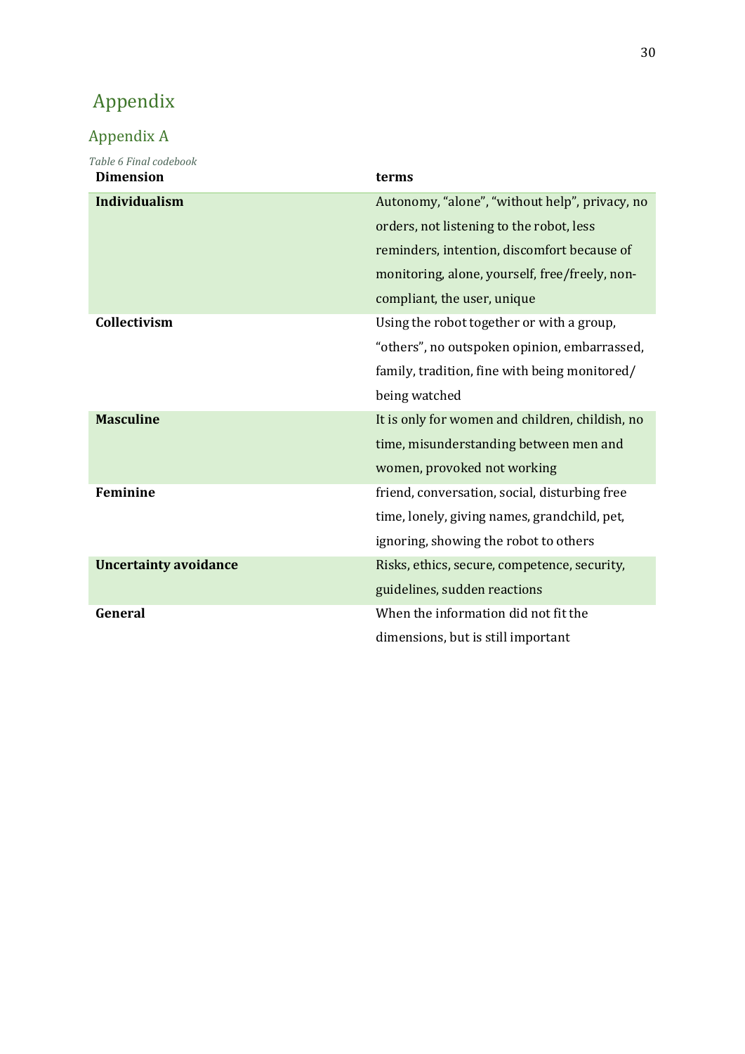# Appendix

## Appendix A

*Table 6 Final codebook*

| **Dimension** | **terms** |
|---|---|
| **Individualism** | Autonomy, "alone", "without help", privacy, no orders, not listening to the robot, less reminders, intention, discomfort because of monitoring, alone, yourself, free/freely, non-compliant, the user, unique |
| **Collectivism** | Using the robot together or with a group, "others", no outspoken opinion, embarrassed, family, tradition, fine with being monitored/ being watched |
| **Masculine** | It is only for women and children, childish, no time, misunderstanding between men and women, provoked not working |
| **Feminine** | friend, conversation, social, disturbing free time, lonely, giving names, grandchild, pet, ignoring, showing the robot to others |
| **Uncertainty avoidance** | Risks, ethics, secure, competence, security, guidelines, sudden reactions |
| **General** | When the information did not fit the dimensions, but is still important |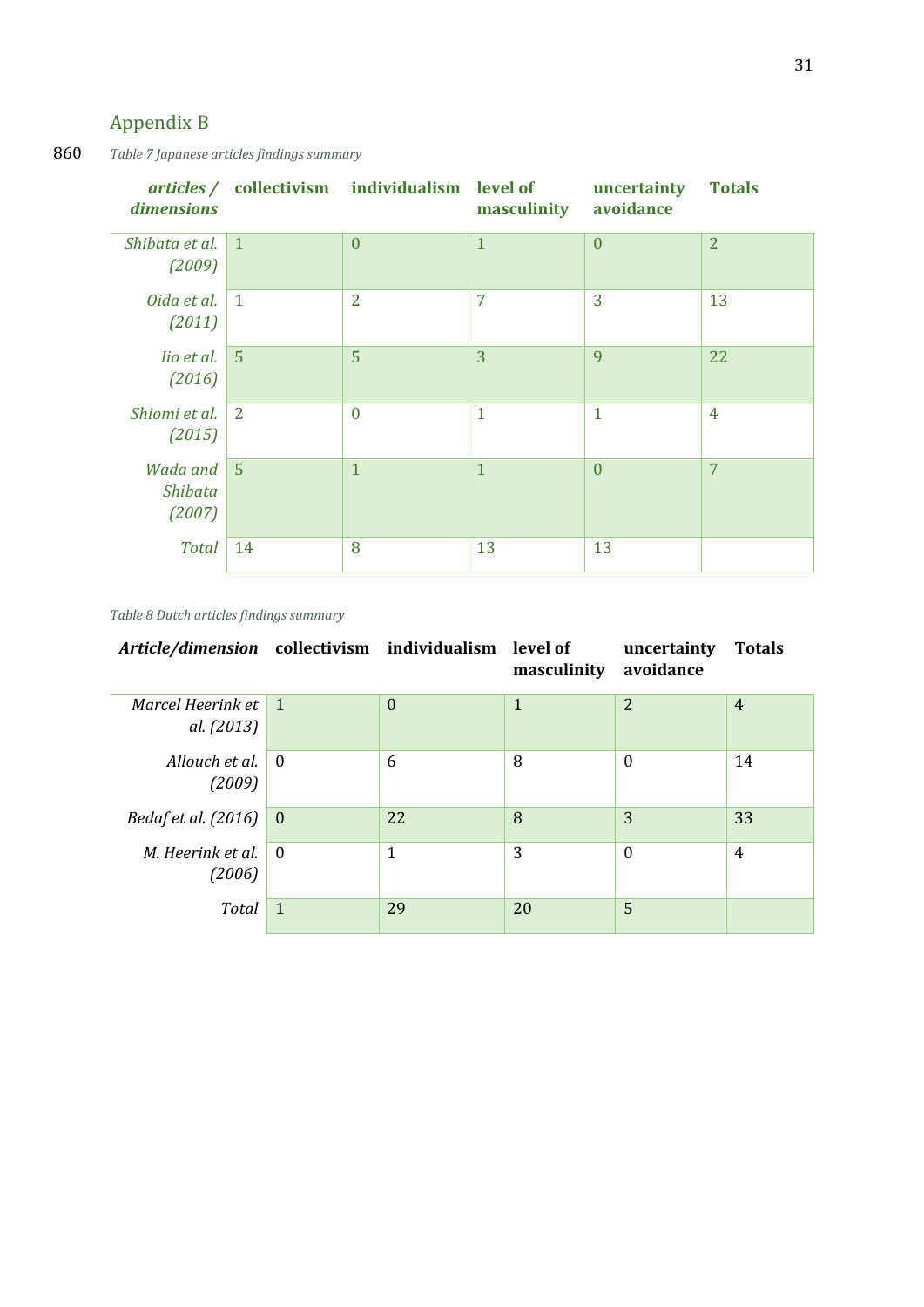## Appendix B

*Table 7 Japanese articles findings summary*

| ***articles / dimensions*** | **collectivism** | **individualism** | **level of masculinity** | **uncertainty avoidance** | **Totals** |
|---|---|---|---|---|---|
| *Shibata et al. (2009)* | 1 | 0 | 1 | 0 | 2 |
| *Oida et al. (2011)* | 1 | 2 | 7 | 3 | 13 |
| *Iio et al. (2016)* | 5 | 5 | 3 | 9 | 22 |
| *Shiomi et al. (2015)* | 2 | 0 | 1 | 1 | 4 |
| *Wada and Shibata (2007)* | 5 | 1 | 1 | 0 | 7 |
| *Total* | 14 | 8 | 13 | 13 | |

*Table 8 Dutch articles findings summary*

| ***Article/dimension*** | **collectivism** | **individualism** | **level of masculinity** | **uncertainty avoidance** | **Totals** |
|---|---|---|---|---|---|
| *Marcel Heerink et al. (2013)* | 1 | 0 | 1 | 2 | 4 |
| *Allouch et al. (2009)* | 0 | 6 | 8 | 0 | 14 |
| *Bedaf et al. (2016)* | 0 | 22 | 8 | 3 | 33 |
| *M. Heerink et al. (2006)* | 0 | 1 | 3 | 0 | 4 |
| *Total* | 1 | 29 | 20 | 5 | |